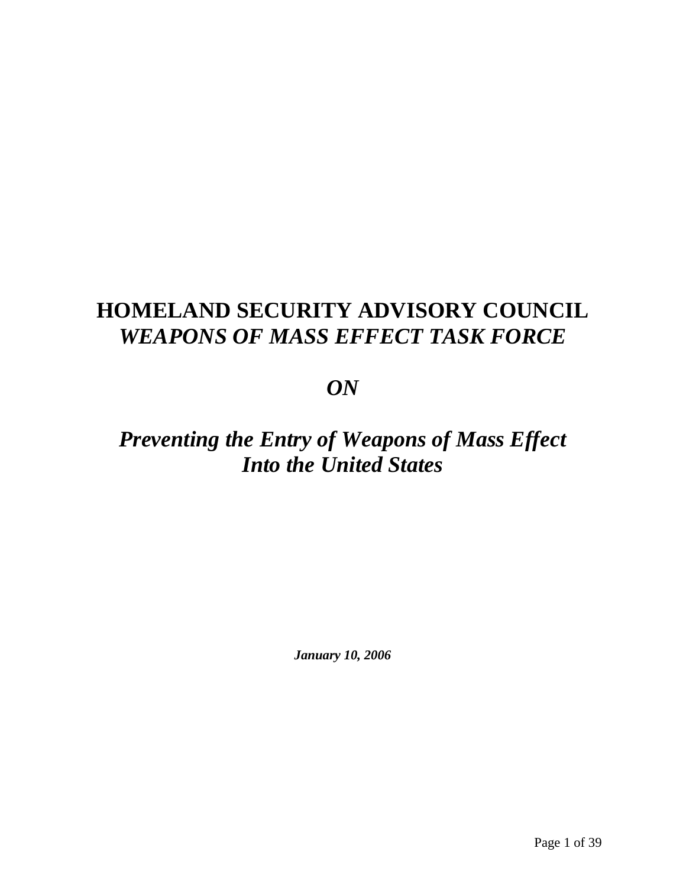# HOMELAND SECURITY ADVISORY COUNCIL
# *WEAPONS OF MASS EFFECT TASK FORCE*

## *ON*

## *Preventing the Entry of Weapons of Mass Effect Into the United States*

***January 10, 2006***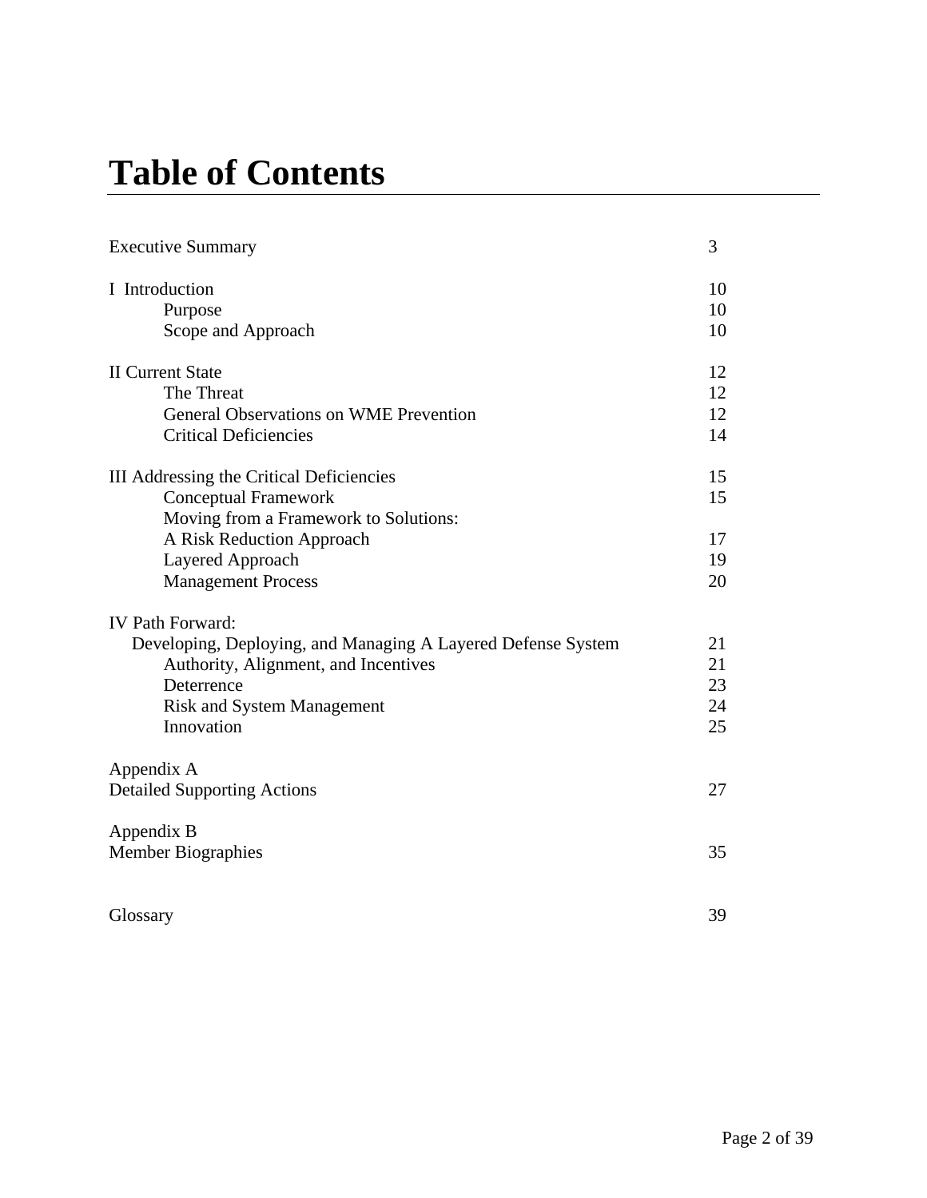# Table of Contents

| | |
|---|---|
| Executive Summary | 3 |
| | |
| I Introduction | 10 |
| Purpose | 10 |
| Scope and Approach | 10 |
| | |
| II Current State | 12 |
| The Threat | 12 |
| General Observations on WME Prevention | 12 |
| Critical Deficiencies | 14 |
| | |
| III Addressing the Critical Deficiencies | 15 |
| Conceptual Framework | 15 |
| Moving from a Framework to Solutions: A Risk Reduction Approach | 17 |
| Layered Approach | 19 |
| Management Process | 20 |
| | |
| IV Path Forward: Developing, Deploying, and Managing A Layered Defense System | 21 |
| Authority, Alignment, and Incentives | 21 |
| Deterrence | 23 |
| Risk and System Management | 24 |
| Innovation | 25 |
| | |
| Appendix A Detailed Supporting Actions | 27 |
| | |
| Appendix B Member Biographies | 35 |
| | |
| Glossary | 39 |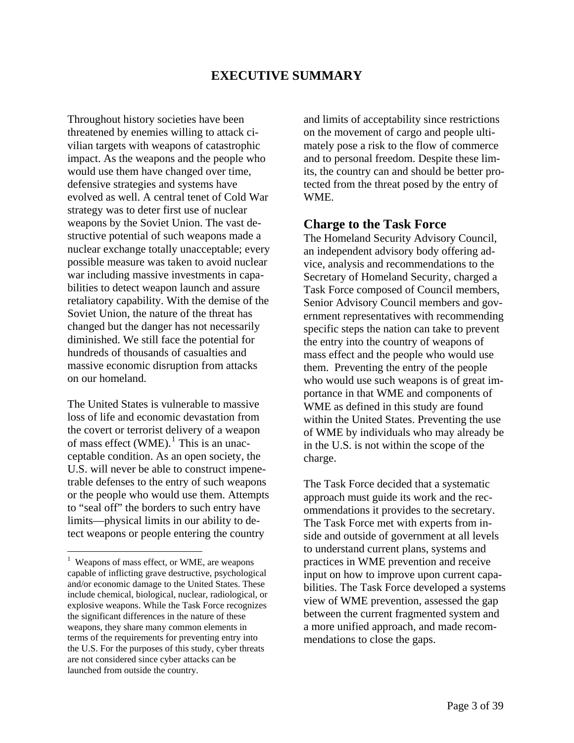# EXECUTIVE SUMMARY

Throughout history societies have been threatened by enemies willing to attack civilian targets with weapons of catastrophic impact. As the weapons and the people who would use them have changed over time, defensive strategies and systems have evolved as well. A central tenet of Cold War strategy was to deter first use of nuclear weapons by the Soviet Union. The vast destructive potential of such weapons made a nuclear exchange totally unacceptable; every possible measure was taken to avoid nuclear war including massive investments in capabilities to detect weapon launch and assure retaliatory capability. With the demise of the Soviet Union, the nature of the threat has changed but the danger has not necessarily diminished. We still face the potential for hundreds of thousands of casualties and massive economic disruption from attacks on our homeland.

The United States is vulnerable to massive loss of life and economic devastation from the covert or terrorist delivery of a weapon of mass effect (WME).[1] This is an unacceptable condition. As an open society, the U.S. will never be able to construct impenetrable defenses to the entry of such weapons or the people who would use them. Attempts to "seal off" the borders to such entry have limits—physical limits in our ability to detect weapons or people entering the country and limits of acceptability since restrictions on the movement of cargo and people ultimately pose a risk to the flow of commerce and to personal freedom. Despite these limits, the country can and should be better protected from the threat posed by the entry of WME.

## Charge to the Task Force

The Homeland Security Advisory Council, an independent advisory body offering advice, analysis and recommendations to the Secretary of Homeland Security, charged a Task Force composed of Council members, Senior Advisory Council members and government representatives with recommending specific steps the nation can take to prevent the entry into the country of weapons of mass effect and the people who would use them. Preventing the entry of the people who would use such weapons is of great importance in that WME and components of WME as defined in this study are found within the United States. Preventing the use of WME by individuals who may already be in the U.S. is not within the scope of the charge.

The Task Force decided that a systematic approach must guide its work and the recommendations it provides to the secretary. The Task Force met with experts from inside and outside of government at all levels to understand current plans, systems and practices in WME prevention and receive input on how to improve upon current capabilities. The Task Force developed a systems view of WME prevention, assessed the gap between the current fragmented system and a more unified approach, and made recommendations to close the gaps.

[1] Weapons of mass effect, or WME, are weapons capable of inflicting grave destructive, psychological and/or economic damage to the United States. These include chemical, biological, nuclear, radiological, or explosive weapons. While the Task Force recognizes the significant differences in the nature of these weapons, they share many common elements in terms of the requirements for preventing entry into the U.S. For the purposes of this study, cyber threats are not considered since cyber attacks can be launched from outside the country.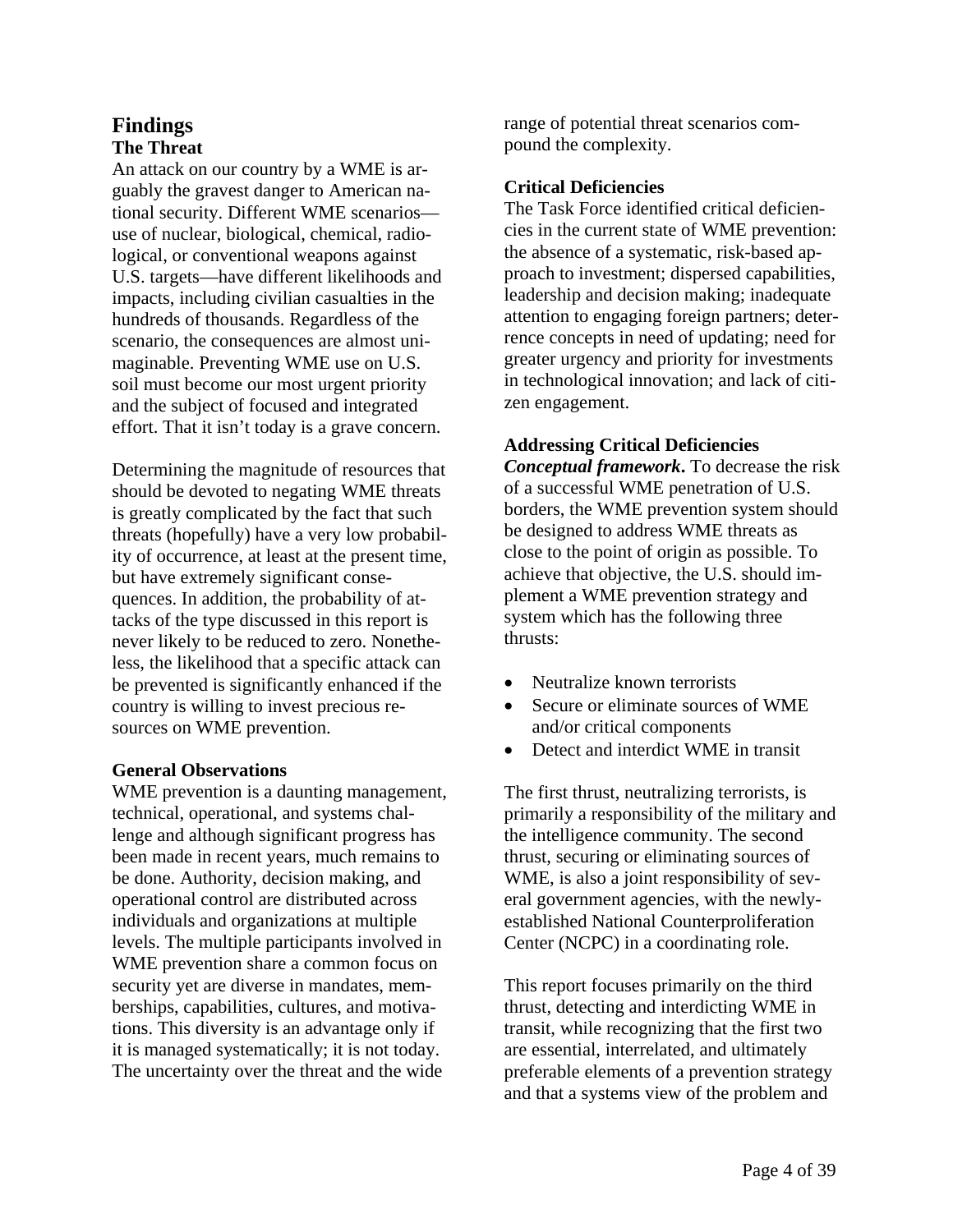# Findings

## The Threat

An attack on our country by a WME is arguably the gravest danger to American national security. Different WME scenarios—use of nuclear, biological, chemical, radiological, or conventional weapons against U.S. targets—have different likelihoods and impacts, including civilian casualties in the hundreds of thousands. Regardless of the scenario, the consequences are almost unimaginable. Preventing WME use on U.S. soil must become our most urgent priority and the subject of focused and integrated effort. That it isn't today is a grave concern.

Determining the magnitude of resources that should be devoted to negating WME threats is greatly complicated by the fact that such threats (hopefully) have a very low probability of occurrence, at least at the present time, but have extremely significant consequences. In addition, the probability of attacks of the type discussed in this report is never likely to be reduced to zero. Nonetheless, the likelihood that a specific attack can be prevented is significantly enhanced if the country is willing to invest precious resources on WME prevention.

## General Observations

WME prevention is a daunting management, technical, operational, and systems challenge and although significant progress has been made in recent years, much remains to be done. Authority, decision making, and operational control are distributed across individuals and organizations at multiple levels. The multiple participants involved in WME prevention share a common focus on security yet are diverse in mandates, memberships, capabilities, cultures, and motivations. This diversity is an advantage only if it is managed systematically; it is not today. The uncertainty over the threat and the wide range of potential threat scenarios compound the complexity.

## Critical Deficiencies

The Task Force identified critical deficiencies in the current state of WME prevention: the absence of a systematic, risk-based approach to investment; dispersed capabilities, leadership and decision making; inadequate attention to engaging foreign partners; deterrence concepts in need of updating; need for greater urgency and priority for investments in technological innovation; and lack of citizen engagement.

## Addressing Critical Deficiencies

***Conceptual framework*.** To decrease the risk of a successful WME penetration of U.S. borders, the WME prevention system should be designed to address WME threats as close to the point of origin as possible. To achieve that objective, the U.S. should implement a WME prevention strategy and system which has the following three thrusts:

- Neutralize known terrorists
- Secure or eliminate sources of WME and/or critical components
- Detect and interdict WME in transit

The first thrust, neutralizing terrorists, is primarily a responsibility of the military and the intelligence community. The second thrust, securing or eliminating sources of WME, is also a joint responsibility of several government agencies, with the newly-established National Counterproliferation Center (NCPC) in a coordinating role.

This report focuses primarily on the third thrust, detecting and interdicting WME in transit, while recognizing that the first two are essential, interrelated, and ultimately preferable elements of a prevention strategy and that a systems view of the problem and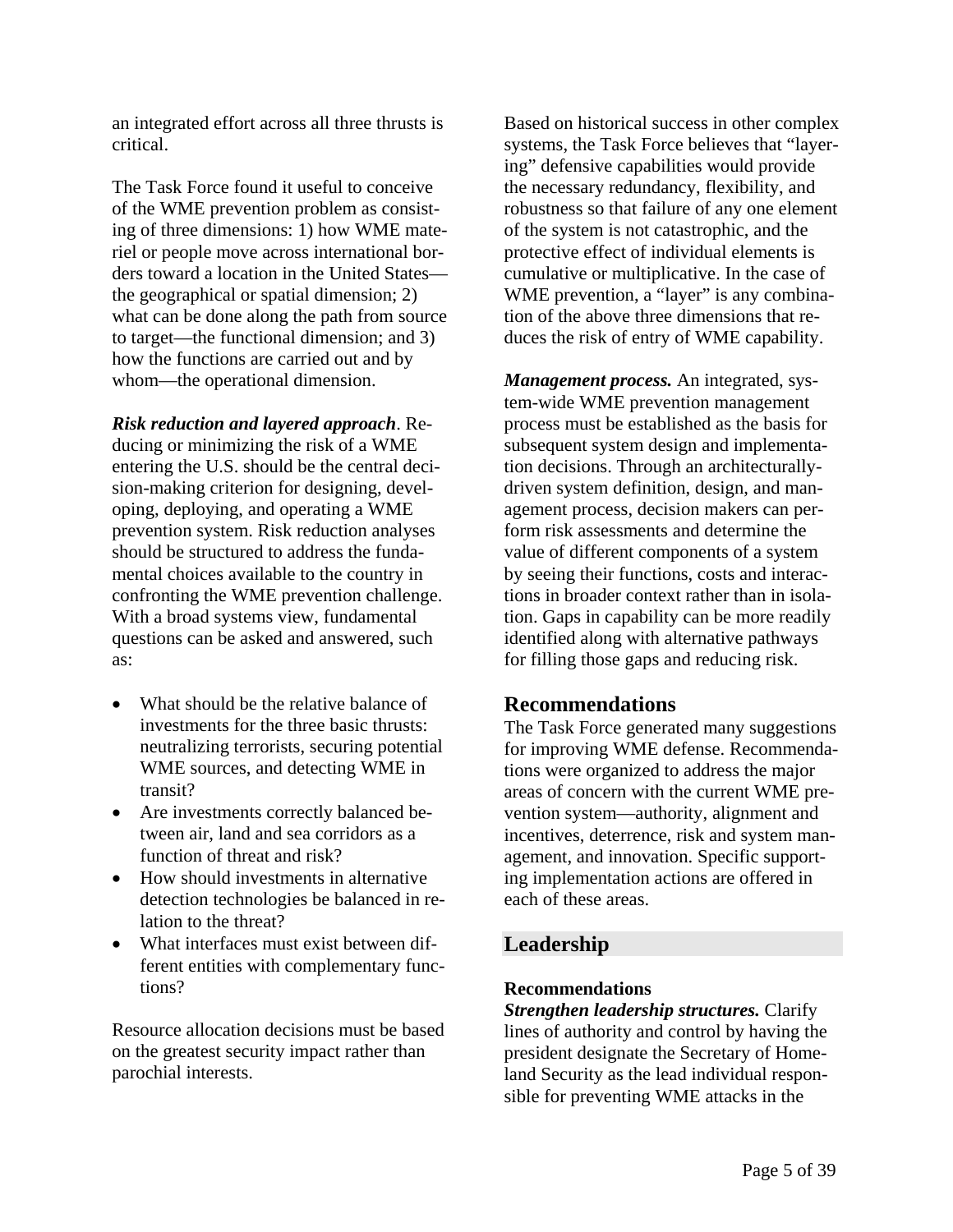an integrated effort across all three thrusts is critical.

The Task Force found it useful to conceive of the WME prevention problem as consisting of three dimensions: 1) how WME materiel or people move across international borders toward a location in the United States—the geographical or spatial dimension; 2) what can be done along the path from source to target—the functional dimension; and 3) how the functions are carried out and by whom—the operational dimension.

***Risk reduction and layered approach***. Reducing or minimizing the risk of a WME entering the U.S. should be the central decision-making criterion for designing, developing, deploying, and operating a WME prevention system. Risk reduction analyses should be structured to address the fundamental choices available to the country in confronting the WME prevention challenge. With a broad systems view, fundamental questions can be asked and answered, such as:

- What should be the relative balance of investments for the three basic thrusts: neutralizing terrorists, securing potential WME sources, and detecting WME in transit?
- Are investments correctly balanced between air, land and sea corridors as a function of threat and risk?
- How should investments in alternative detection technologies be balanced in relation to the threat?
- What interfaces must exist between different entities with complementary functions?

Resource allocation decisions must be based on the greatest security impact rather than parochial interests.

Based on historical success in other complex systems, the Task Force believes that "layering" defensive capabilities would provide the necessary redundancy, flexibility, and robustness so that failure of any one element of the system is not catastrophic, and the protective effect of individual elements is cumulative or multiplicative. In the case of WME prevention, a "layer" is any combination of the above three dimensions that reduces the risk of entry of WME capability.

***Management process.*** An integrated, system-wide WME prevention management process must be established as the basis for subsequent system design and implementation decisions. Through an architecturally-driven system definition, design, and management process, decision makers can perform risk assessments and determine the value of different components of a system by seeing their functions, costs and interactions in broader context rather than in isolation. Gaps in capability can be more readily identified along with alternative pathways for filling those gaps and reducing risk.

## Recommendations

The Task Force generated many suggestions for improving WME defense. Recommendations were organized to address the major areas of concern with the current WME prevention system—authority, alignment and incentives, deterrence, risk and system management, and innovation. Specific supporting implementation actions are offered in each of these areas.

## Leadership

#### Recommendations

***Strengthen leadership structures.*** Clarify lines of authority and control by having the president designate the Secretary of Homeland Security as the lead individual responsible for preventing WME attacks in the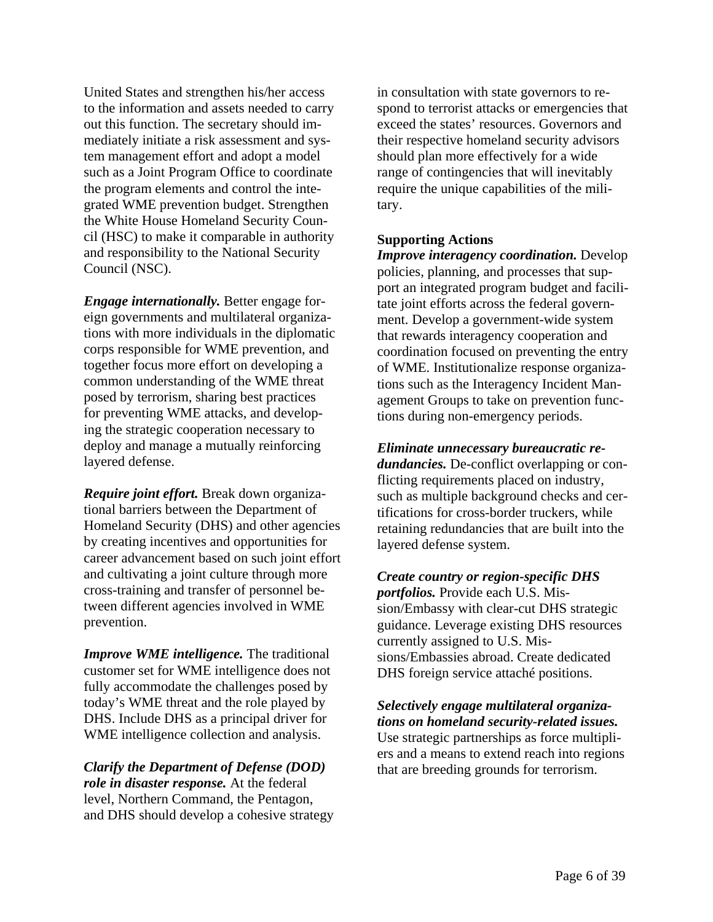United States and strengthen his/her access to the information and assets needed to carry out this function. The secretary should immediately initiate a risk assessment and system management effort and adopt a model such as a Joint Program Office to coordinate the program elements and control the integrated WME prevention budget. Strengthen the White House Homeland Security Council (HSC) to make it comparable in authority and responsibility to the National Security Council (NSC).

***Engage internationally.*** Better engage foreign governments and multilateral organizations with more individuals in the diplomatic corps responsible for WME prevention, and together focus more effort on developing a common understanding of the WME threat posed by terrorism, sharing best practices for preventing WME attacks, and developing the strategic cooperation necessary to deploy and manage a mutually reinforcing layered defense.

***Require joint effort.*** Break down organizational barriers between the Department of Homeland Security (DHS) and other agencies by creating incentives and opportunities for career advancement based on such joint effort and cultivating a joint culture through more cross-training and transfer of personnel between different agencies involved in WME prevention.

***Improve WME intelligence.*** The traditional customer set for WME intelligence does not fully accommodate the challenges posed by today's WME threat and the role played by DHS. Include DHS as a principal driver for WME intelligence collection and analysis.

***Clarify the Department of Defense (DOD) role in disaster response.*** At the federal level, Northern Command, the Pentagon, and DHS should develop a cohesive strategy in consultation with state governors to respond to terrorist attacks or emergencies that exceed the states' resources. Governors and their respective homeland security advisors should plan more effectively for a wide range of contingencies that will inevitably require the unique capabilities of the military.

**Supporting Actions**

***Improve interagency coordination.*** Develop policies, planning, and processes that support an integrated program budget and facilitate joint efforts across the federal government. Develop a government-wide system that rewards interagency cooperation and coordination focused on preventing the entry of WME. Institutionalize response organizations such as the Interagency Incident Management Groups to take on prevention functions during non-emergency periods.

***Eliminate unnecessary bureaucratic redundancies.*** De-conflict overlapping or conflicting requirements placed on industry, such as multiple background checks and certifications for cross-border truckers, while retaining redundancies that are built into the layered defense system.

***Create country or region-specific DHS portfolios.*** Provide each U.S. Mission/Embassy with clear-cut DHS strategic guidance. Leverage existing DHS resources currently assigned to U.S. Missions/Embassies abroad. Create dedicated DHS foreign service attaché positions.

***Selectively engage multilateral organizations on homeland security-related issues.*** Use strategic partnerships as force multipliers and a means to extend reach into regions that are breeding grounds for terrorism.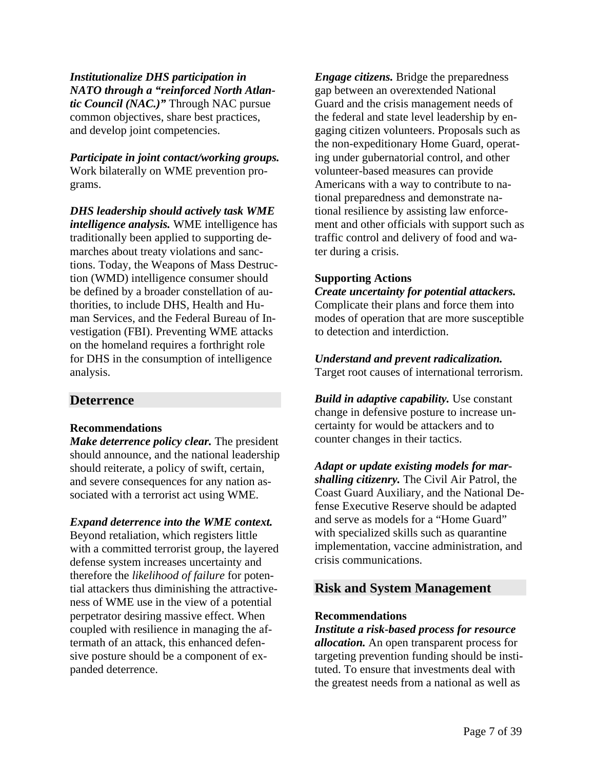***Institutionalize DHS participation in NATO through a "reinforced North Atlantic Council (NAC.)"*** Through NAC pursue common objectives, share best practices, and develop joint competencies.

***Participate in joint contact/working groups.*** Work bilaterally on WME prevention programs.

***DHS leadership should actively task WME intelligence analysis.*** WME intelligence has traditionally been applied to supporting demarches about treaty violations and sanctions. Today, the Weapons of Mass Destruction (WMD) intelligence consumer should be defined by a broader constellation of authorities, to include DHS, Health and Human Services, and the Federal Bureau of Investigation (FBI). Preventing WME attacks on the homeland requires a forthright role for DHS in the consumption of intelligence analysis.

## Deterrence

**Recommendations**

***Make deterrence policy clear.*** The president should announce, and the national leadership should reiterate, a policy of swift, certain, and severe consequences for any nation associated with a terrorist act using WME.

***Expand deterrence into the WME context.*** Beyond retaliation, which registers little with a committed terrorist group, the layered defense system increases uncertainty and therefore the *likelihood of failure* for potential attackers thus diminishing the attractiveness of WME use in the view of a potential perpetrator desiring massive effect. When coupled with resilience in managing the aftermath of an attack, this enhanced defensive posture should be a component of expanded deterrence.

***Engage citizens.*** Bridge the preparedness gap between an overextended National Guard and the crisis management needs of the federal and state level leadership by engaging citizen volunteers. Proposals such as the non-expeditionary Home Guard, operating under gubernatorial control, and other volunteer-based measures can provide Americans with a way to contribute to national preparedness and demonstrate national resilience by assisting law enforcement and other officials with support such as traffic control and delivery of food and water during a crisis.

**Supporting Actions**

***Create uncertainty for potential attackers.*** Complicate their plans and force them into modes of operation that are more susceptible to detection and interdiction.

***Understand and prevent radicalization.*** Target root causes of international terrorism.

***Build in adaptive capability.*** Use constant change in defensive posture to increase uncertainty for would be attackers and to counter changes in their tactics.

***Adapt or update existing models for marshalling citizenry.*** The Civil Air Patrol, the Coast Guard Auxiliary, and the National Defense Executive Reserve should be adapted and serve as models for a "Home Guard" with specialized skills such as quarantine implementation, vaccine administration, and crisis communications.

## Risk and System Management

**Recommendations**

***Institute a risk-based process for resource allocation.*** An open transparent process for targeting prevention funding should be instituted. To ensure that investments deal with the greatest needs from a national as well as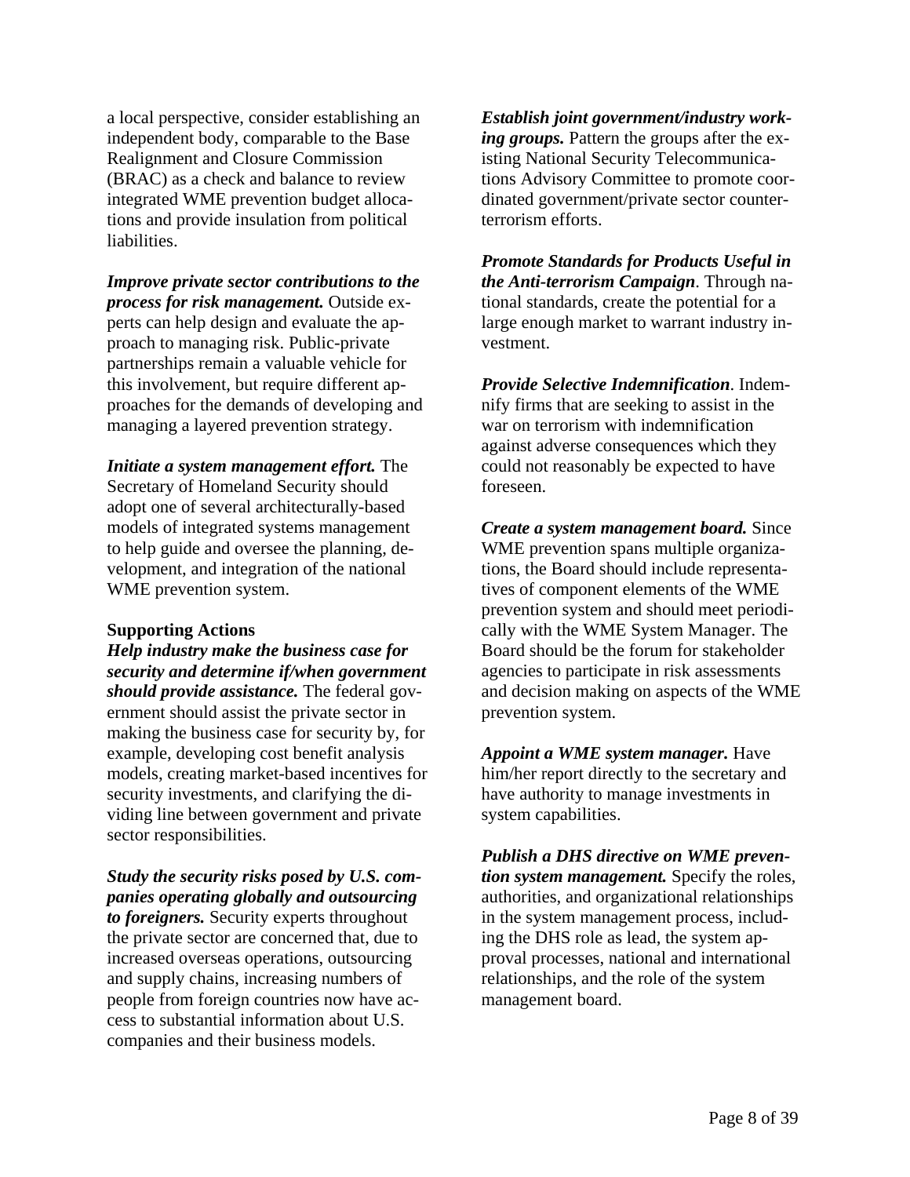a local perspective, consider establishing an independent body, comparable to the Base Realignment and Closure Commission (BRAC) as a check and balance to review integrated WME prevention budget allocations and provide insulation from political liabilities.

***Improve private sector contributions to the process for risk management.*** Outside experts can help design and evaluate the approach to managing risk. Public-private partnerships remain a valuable vehicle for this involvement, but require different approaches for the demands of developing and managing a layered prevention strategy.

***Initiate a system management effort.*** The Secretary of Homeland Security should adopt one of several architecturally-based models of integrated systems management to help guide and oversee the planning, development, and integration of the national WME prevention system.

**Supporting Actions**

***Help industry make the business case for security and determine if/when government should provide assistance.*** The federal government should assist the private sector in making the business case for security by, for example, developing cost benefit analysis models, creating market-based incentives for security investments, and clarifying the dividing line between government and private sector responsibilities.

***Study the security risks posed by U.S. companies operating globally and outsourcing to foreigners.*** Security experts throughout the private sector are concerned that, due to increased overseas operations, outsourcing and supply chains, increasing numbers of people from foreign countries now have access to substantial information about U.S. companies and their business models.

***Establish joint government/industry working groups.*** Pattern the groups after the existing National Security Telecommunications Advisory Committee to promote coordinated government/private sector counterterrorism efforts.

***Promote Standards for Products Useful in the Anti-terrorism Campaign***. Through national standards, create the potential for a large enough market to warrant industry investment.

***Provide Selective Indemnification***. Indemnify firms that are seeking to assist in the war on terrorism with indemnification against adverse consequences which they could not reasonably be expected to have foreseen.

***Create a system management board.*** Since WME prevention spans multiple organizations, the Board should include representatives of component elements of the WME prevention system and should meet periodically with the WME System Manager. The Board should be the forum for stakeholder agencies to participate in risk assessments and decision making on aspects of the WME prevention system.

***Appoint a WME system manager.*** Have him/her report directly to the secretary and have authority to manage investments in system capabilities.

***Publish a DHS directive on WME prevention system management.*** Specify the roles, authorities, and organizational relationships in the system management process, including the DHS role as lead, the system approval processes, national and international relationships, and the role of the system management board.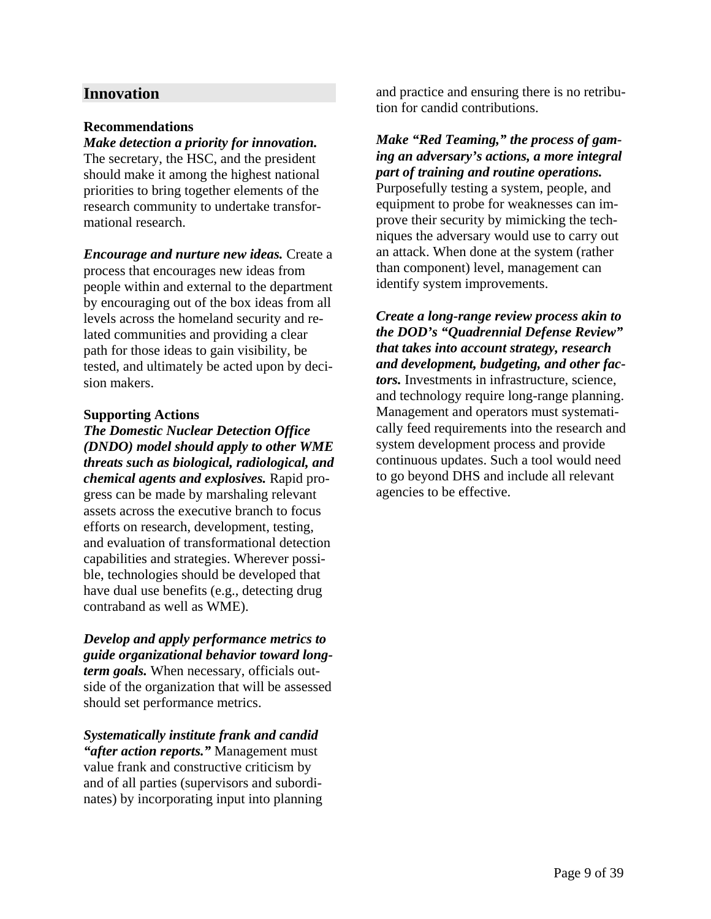## Innovation

### Recommendations

***Make detection a priority for innovation.*** The secretary, the HSC, and the president should make it among the highest national priorities to bring together elements of the research community to undertake transformational research.

***Encourage and nurture new ideas.*** Create a process that encourages new ideas from people within and external to the department by encouraging out of the box ideas from all levels across the homeland security and related communities and providing a clear path for those ideas to gain visibility, be tested, and ultimately be acted upon by decision makers.

### Supporting Actions

***The Domestic Nuclear Detection Office (DNDO) model should apply to other WME threats such as biological, radiological, and chemical agents and explosives.*** Rapid progress can be made by marshaling relevant assets across the executive branch to focus efforts on research, development, testing, and evaluation of transformational detection capabilities and strategies. Wherever possible, technologies should be developed that have dual use benefits (e.g., detecting drug contraband as well as WME).

***Develop and apply performance metrics to guide organizational behavior toward long-term goals.*** When necessary, officials outside of the organization that will be assessed should set performance metrics.

***Systematically institute frank and candid "after action reports."*** Management must value frank and constructive criticism by and of all parties (supervisors and subordinates) by incorporating input into planning and practice and ensuring there is no retribution for candid contributions.

***Make "Red Teaming," the process of gaming an adversary's actions, a more integral part of training and routine operations.*** Purposefully testing a system, people, and equipment to probe for weaknesses can improve their security by mimicking the techniques the adversary would use to carry out an attack. When done at the system (rather than component) level, management can identify system improvements.

***Create a long-range review process akin to the DOD's "Quadrennial Defense Review" that takes into account strategy, research and development, budgeting, and other factors.*** Investments in infrastructure, science, and technology require long-range planning. Management and operators must systematically feed requirements into the research and system development process and provide continuous updates. Such a tool would need to go beyond DHS and include all relevant agencies to be effective.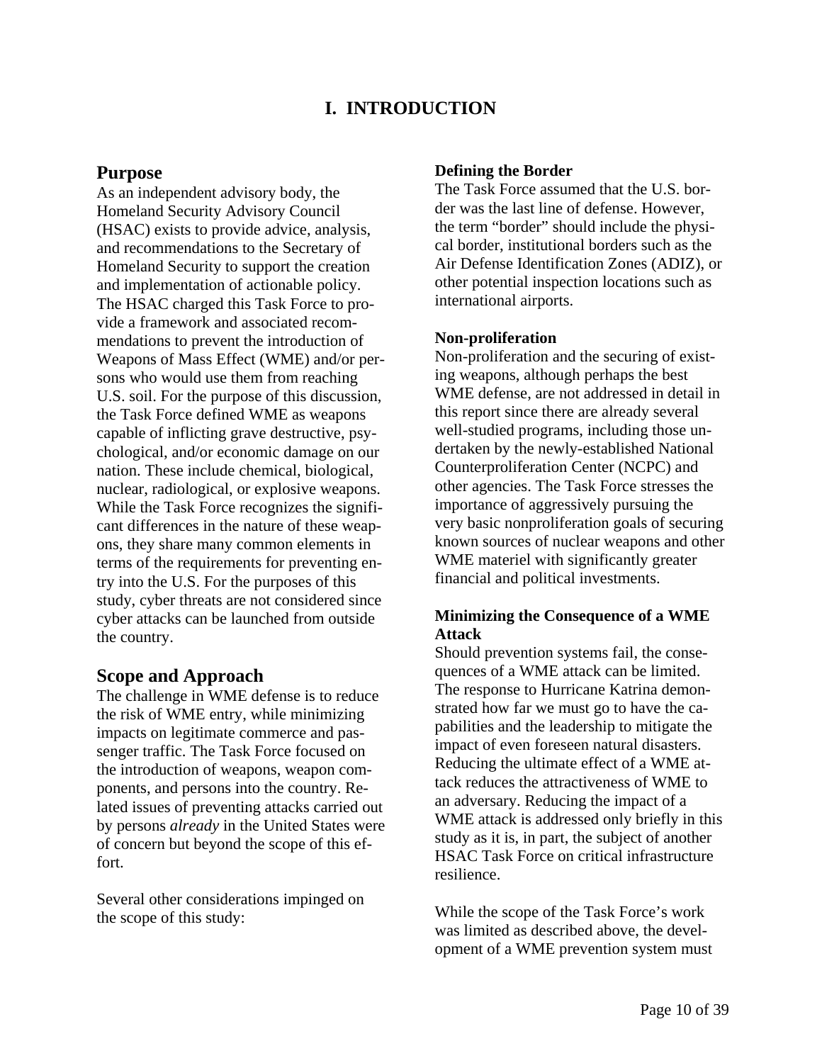# I. INTRODUCTION

## Purpose

As an independent advisory body, the Homeland Security Advisory Council (HSAC) exists to provide advice, analysis, and recommendations to the Secretary of Homeland Security to support the creation and implementation of actionable policy. The HSAC charged this Task Force to provide a framework and associated recommendations to prevent the introduction of Weapons of Mass Effect (WME) and/or persons who would use them from reaching U.S. soil. For the purpose of this discussion, the Task Force defined WME as weapons capable of inflicting grave destructive, psychological, and/or economic damage on our nation. These include chemical, biological, nuclear, radiological, or explosive weapons. While the Task Force recognizes the significant differences in the nature of these weapons, they share many common elements in terms of the requirements for preventing entry into the U.S. For the purposes of this study, cyber threats are not considered since cyber attacks can be launched from outside the country.

## Scope and Approach

The challenge in WME defense is to reduce the risk of WME entry, while minimizing impacts on legitimate commerce and passenger traffic. The Task Force focused on the introduction of weapons, weapon components, and persons into the country. Related issues of preventing attacks carried out by persons *already* in the United States were of concern but beyond the scope of this effort.

Several other considerations impinged on the scope of this study:

**Defining the Border**

The Task Force assumed that the U.S. border was the last line of defense. However, the term "border" should include the physical border, institutional borders such as the Air Defense Identification Zones (ADIZ), or other potential inspection locations such as international airports.

**Non-proliferation**

Non-proliferation and the securing of existing weapons, although perhaps the best WME defense, are not addressed in detail in this report since there are already several well-studied programs, including those undertaken by the newly-established National Counterproliferation Center (NCPC) and other agencies. The Task Force stresses the importance of aggressively pursuing the very basic nonproliferation goals of securing known sources of nuclear weapons and other WME materiel with significantly greater financial and political investments.

**Minimizing the Consequence of a WME Attack**

Should prevention systems fail, the consequences of a WME attack can be limited. The response to Hurricane Katrina demonstrated how far we must go to have the capabilities and the leadership to mitigate the impact of even foreseen natural disasters. Reducing the ultimate effect of a WME attack reduces the attractiveness of WME to an adversary. Reducing the impact of a WME attack is addressed only briefly in this study as it is, in part, the subject of another HSAC Task Force on critical infrastructure resilience.

While the scope of the Task Force's work was limited as described above, the development of a WME prevention system must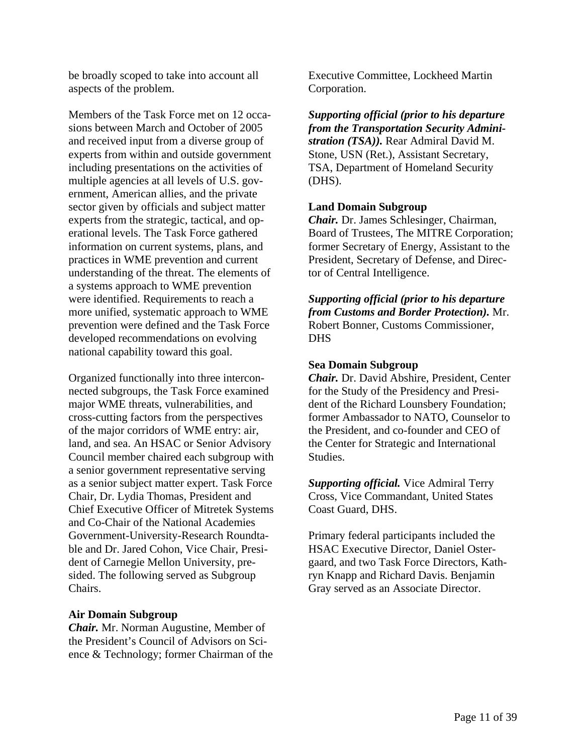be broadly scoped to take into account all aspects of the problem.

Members of the Task Force met on 12 occasions between March and October of 2005 and received input from a diverse group of experts from within and outside government including presentations on the activities of multiple agencies at all levels of U.S. government, American allies, and the private sector given by officials and subject matter experts from the strategic, tactical, and operational levels. The Task Force gathered information on current systems, plans, and practices in WME prevention and current understanding of the threat. The elements of a systems approach to WME prevention were identified. Requirements to reach a more unified, systematic approach to WME prevention were defined and the Task Force developed recommendations on evolving national capability toward this goal.

Organized functionally into three interconnected subgroups, the Task Force examined major WME threats, vulnerabilities, and cross-cutting factors from the perspectives of the major corridors of WME entry: air, land, and sea. An HSAC or Senior Advisory Council member chaired each subgroup with a senior government representative serving as a senior subject matter expert. Task Force Chair, Dr. Lydia Thomas, President and Chief Executive Officer of Mitretek Systems and Co-Chair of the National Academies Government-University-Research Roundtable and Dr. Jared Cohon, Vice Chair, President of Carnegie Mellon University, presided. The following served as Subgroup Chairs.

**Air Domain Subgroup**
***Chair.*** Mr. Norman Augustine, Member of the President's Council of Advisors on Science & Technology; former Chairman of the Executive Committee, Lockheed Martin Corporation.

***Supporting official (prior to his departure from the Transportation Security Administration (TSA)).*** Rear Admiral David M. Stone, USN (Ret.), Assistant Secretary, TSA, Department of Homeland Security (DHS).

**Land Domain Subgroup**
***Chair.*** Dr. James Schlesinger, Chairman, Board of Trustees, The MITRE Corporation; former Secretary of Energy, Assistant to the President, Secretary of Defense, and Director of Central Intelligence.

***Supporting official (prior to his departure from Customs and Border Protection).*** Mr. Robert Bonner, Customs Commissioner, DHS

**Sea Domain Subgroup**
***Chair.*** Dr. David Abshire, President, Center for the Study of the Presidency and President of the Richard Lounsbery Foundation; former Ambassador to NATO, Counselor to the President, and co-founder and CEO of the Center for Strategic and International Studies.

***Supporting official.*** Vice Admiral Terry Cross, Vice Commandant, United States Coast Guard, DHS.

Primary federal participants included the HSAC Executive Director, Daniel Ostergaard, and two Task Force Directors, Kathryn Knapp and Richard Davis. Benjamin Gray served as an Associate Director.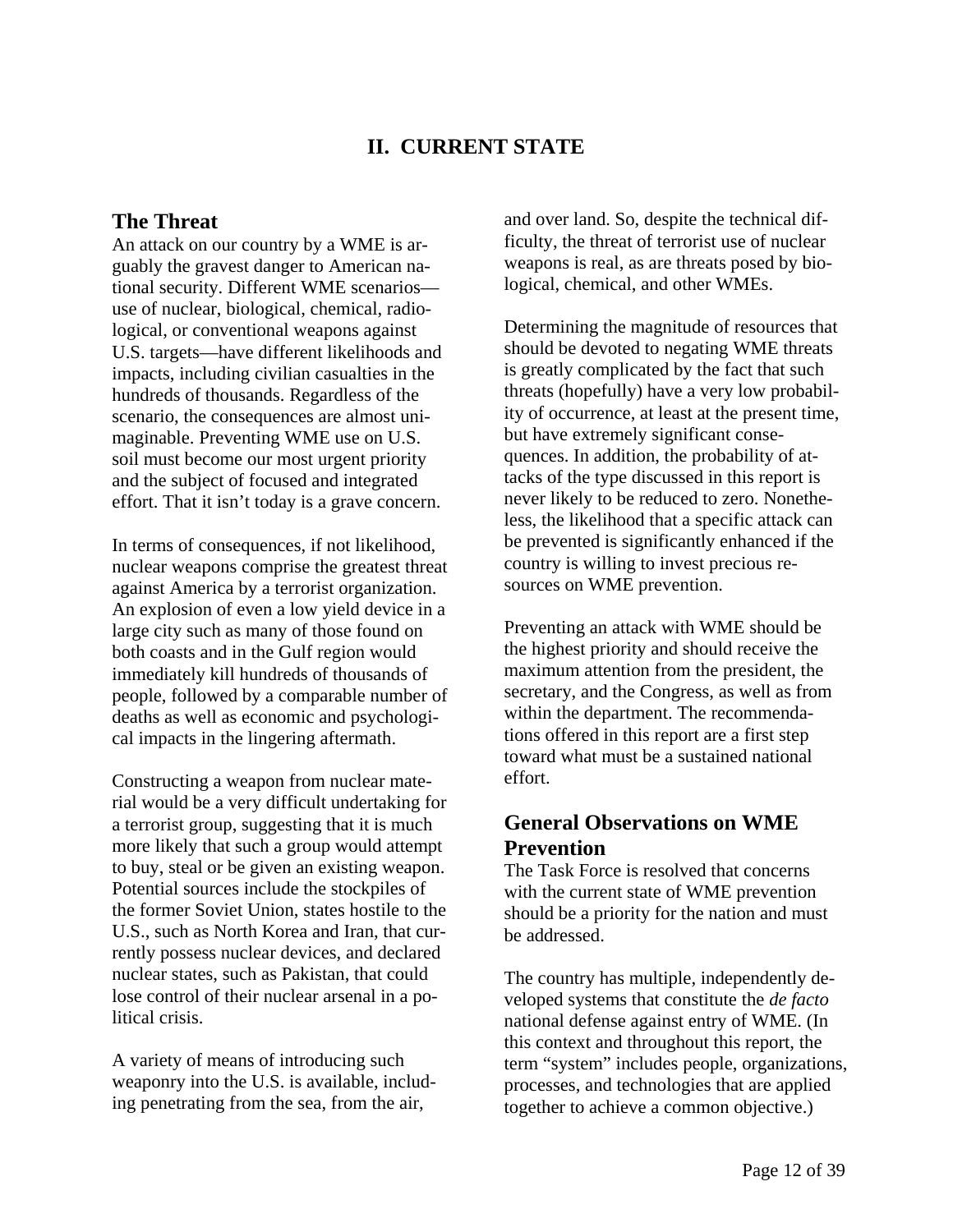# II. CURRENT STATE

## The Threat

An attack on our country by a WME is arguably the gravest danger to American national security. Different WME scenarios—use of nuclear, biological, chemical, radiological, or conventional weapons against U.S. targets—have different likelihoods and impacts, including civilian casualties in the hundreds of thousands. Regardless of the scenario, the consequences are almost unimaginable. Preventing WME use on U.S. soil must become our most urgent priority and the subject of focused and integrated effort. That it isn't today is a grave concern.

In terms of consequences, if not likelihood, nuclear weapons comprise the greatest threat against America by a terrorist organization. An explosion of even a low yield device in a large city such as many of those found on both coasts and in the Gulf region would immediately kill hundreds of thousands of people, followed by a comparable number of deaths as well as economic and psychological impacts in the lingering aftermath.

Constructing a weapon from nuclear material would be a very difficult undertaking for a terrorist group, suggesting that it is much more likely that such a group would attempt to buy, steal or be given an existing weapon. Potential sources include the stockpiles of the former Soviet Union, states hostile to the U.S., such as North Korea and Iran, that currently possess nuclear devices, and declared nuclear states, such as Pakistan, that could lose control of their nuclear arsenal in a political crisis.

A variety of means of introducing such weaponry into the U.S. is available, including penetrating from the sea, from the air, and over land. So, despite the technical difficulty, the threat of terrorist use of nuclear weapons is real, as are threats posed by biological, chemical, and other WMEs.

Determining the magnitude of resources that should be devoted to negating WME threats is greatly complicated by the fact that such threats (hopefully) have a very low probability of occurrence, at least at the present time, but have extremely significant consequences. In addition, the probability of attacks of the type discussed in this report is never likely to be reduced to zero. Nonetheless, the likelihood that a specific attack can be prevented is significantly enhanced if the country is willing to invest precious resources on WME prevention.

Preventing an attack with WME should be the highest priority and should receive the maximum attention from the president, the secretary, and the Congress, as well as from within the department. The recommendations offered in this report are a first step toward what must be a sustained national effort.

## General Observations on WME Prevention

The Task Force is resolved that concerns with the current state of WME prevention should be a priority for the nation and must be addressed.

The country has multiple, independently developed systems that constitute the *de facto* national defense against entry of WME. (In this context and throughout this report, the term "system" includes people, organizations, processes, and technologies that are applied together to achieve a common objective.)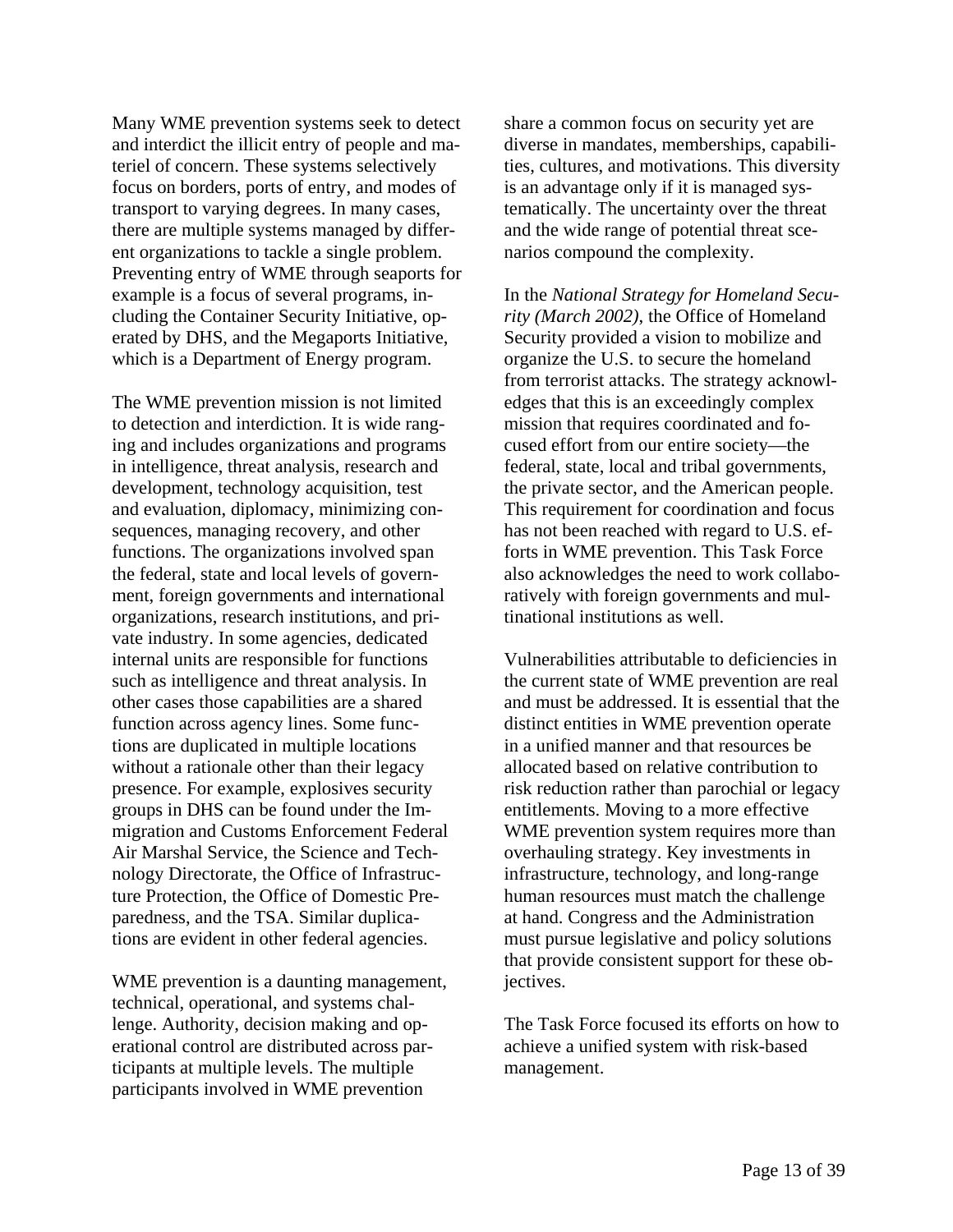Many WME prevention systems seek to detect and interdict the illicit entry of people and materiel of concern. These systems selectively focus on borders, ports of entry, and modes of transport to varying degrees. In many cases, there are multiple systems managed by different organizations to tackle a single problem. Preventing entry of WME through seaports for example is a focus of several programs, including the Container Security Initiative, operated by DHS, and the Megaports Initiative, which is a Department of Energy program.

The WME prevention mission is not limited to detection and interdiction. It is wide ranging and includes organizations and programs in intelligence, threat analysis, research and development, technology acquisition, test and evaluation, diplomacy, minimizing consequences, managing recovery, and other functions. The organizations involved span the federal, state and local levels of government, foreign governments and international organizations, research institutions, and private industry. In some agencies, dedicated internal units are responsible for functions such as intelligence and threat analysis. In other cases those capabilities are a shared function across agency lines. Some functions are duplicated in multiple locations without a rationale other than their legacy presence. For example, explosives security groups in DHS can be found under the Immigration and Customs Enforcement Federal Air Marshal Service, the Science and Technology Directorate, the Office of Infrastructure Protection, the Office of Domestic Preparedness, and the TSA. Similar duplications are evident in other federal agencies.

WME prevention is a daunting management, technical, operational, and systems challenge. Authority, decision making and operational control are distributed across participants at multiple levels. The multiple participants involved in WME prevention share a common focus on security yet are diverse in mandates, memberships, capabilities, cultures, and motivations. This diversity is an advantage only if it is managed systematically. The uncertainty over the threat and the wide range of potential threat scenarios compound the complexity.

In the *National Strategy for Homeland Security (March 2002)*, the Office of Homeland Security provided a vision to mobilize and organize the U.S. to secure the homeland from terrorist attacks. The strategy acknowledges that this is an exceedingly complex mission that requires coordinated and focused effort from our entire society—the federal, state, local and tribal governments, the private sector, and the American people. This requirement for coordination and focus has not been reached with regard to U.S. efforts in WME prevention. This Task Force also acknowledges the need to work collaboratively with foreign governments and multinational institutions as well.

Vulnerabilities attributable to deficiencies in the current state of WME prevention are real and must be addressed. It is essential that the distinct entities in WME prevention operate in a unified manner and that resources be allocated based on relative contribution to risk reduction rather than parochial or legacy entitlements. Moving to a more effective WME prevention system requires more than overhauling strategy. Key investments in infrastructure, technology, and long-range human resources must match the challenge at hand. Congress and the Administration must pursue legislative and policy solutions that provide consistent support for these objectives.

The Task Force focused its efforts on how to achieve a unified system with risk-based management.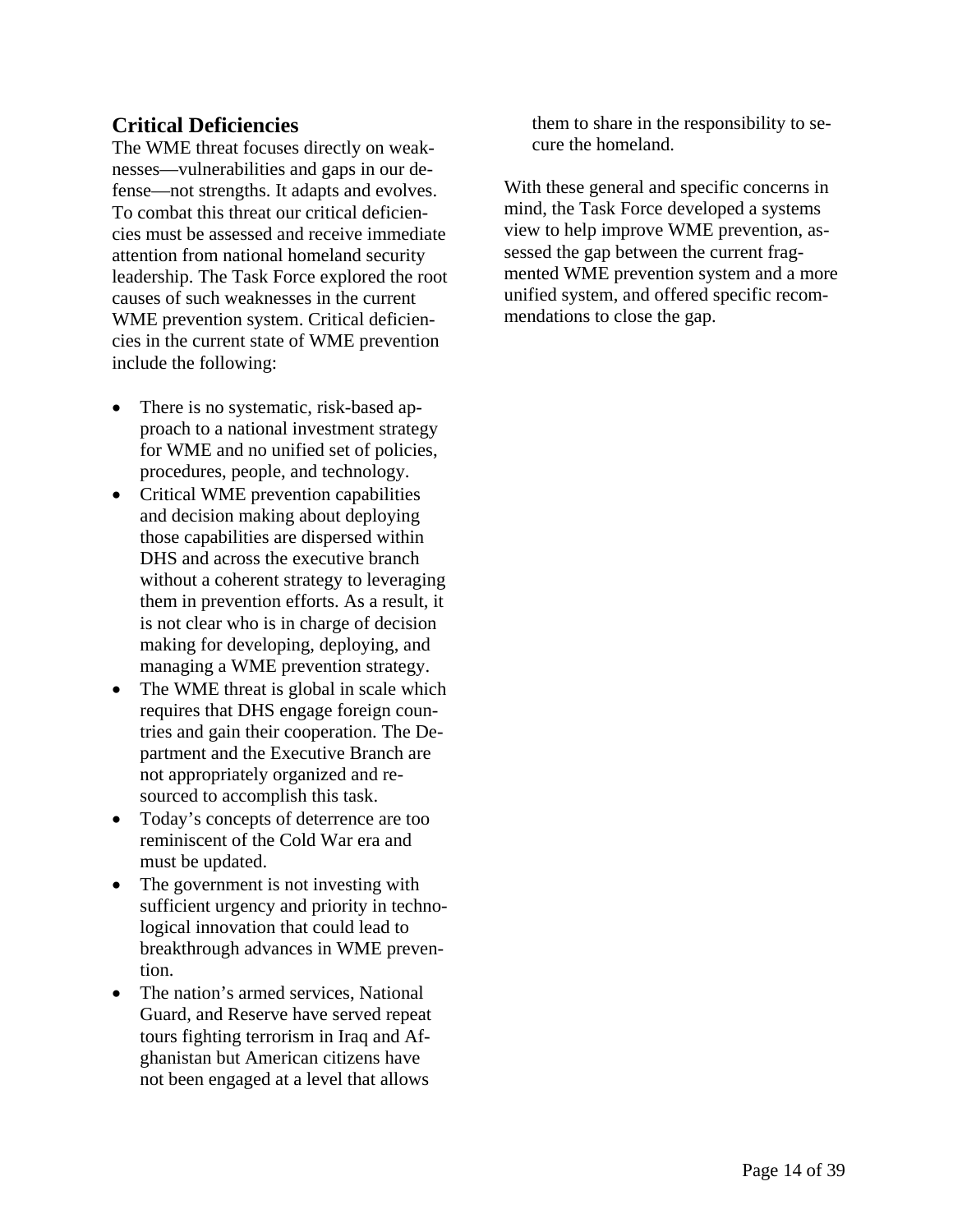## Critical Deficiencies

The WME threat focuses directly on weaknesses—vulnerabilities and gaps in our defense—not strengths. It adapts and evolves. To combat this threat our critical deficiencies must be assessed and receive immediate attention from national homeland security leadership. The Task Force explored the root causes of such weaknesses in the current WME prevention system. Critical deficiencies in the current state of WME prevention include the following:

- There is no systematic, risk-based approach to a national investment strategy for WME and no unified set of policies, procedures, people, and technology.
- Critical WME prevention capabilities and decision making about deploying those capabilities are dispersed within DHS and across the executive branch without a coherent strategy to leveraging them in prevention efforts. As a result, it is not clear who is in charge of decision making for developing, deploying, and managing a WME prevention strategy.
- The WME threat is global in scale which requires that DHS engage foreign countries and gain their cooperation. The Department and the Executive Branch are not appropriately organized and resourced to accomplish this task.
- Today's concepts of deterrence are too reminiscent of the Cold War era and must be updated.
- The government is not investing with sufficient urgency and priority in technological innovation that could lead to breakthrough advances in WME prevention.
- The nation's armed services, National Guard, and Reserve have served repeat tours fighting terrorism in Iraq and Afghanistan but American citizens have not been engaged at a level that allows them to share in the responsibility to secure the homeland.

With these general and specific concerns in mind, the Task Force developed a systems view to help improve WME prevention, assessed the gap between the current fragmented WME prevention system and a more unified system, and offered specific recommendations to close the gap.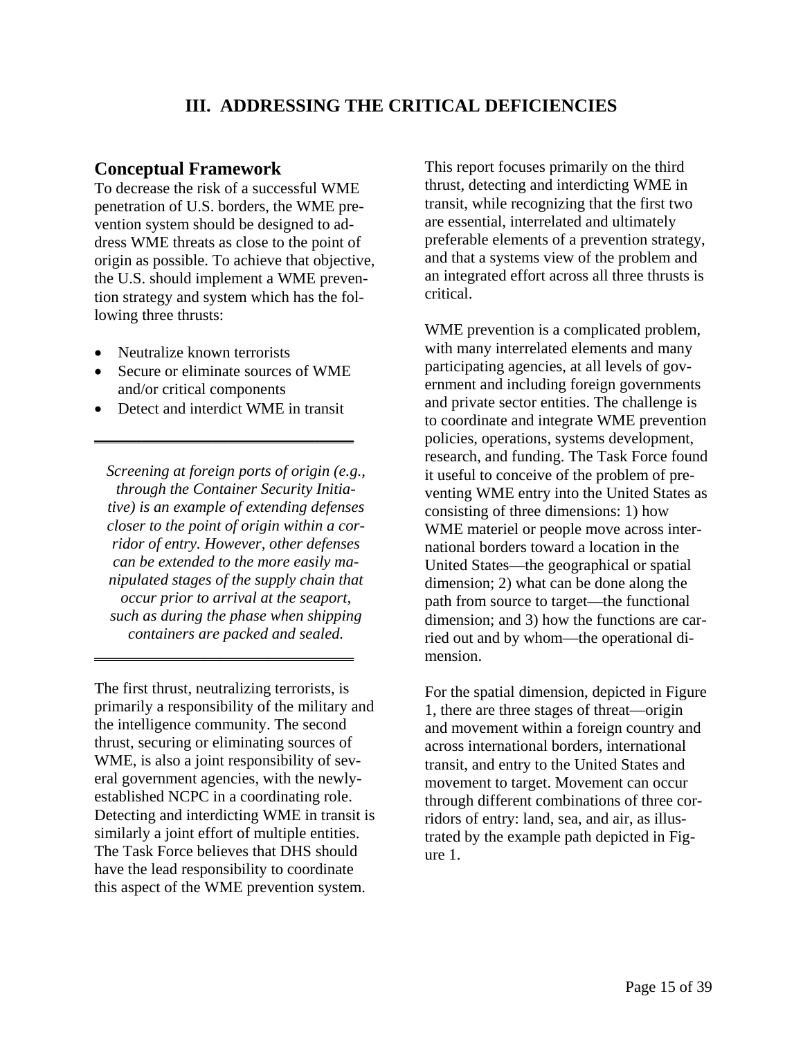# III. ADDRESSING THE CRITICAL DEFICIENCIES

## Conceptual Framework

To decrease the risk of a successful WME penetration of U.S. borders, the WME prevention system should be designed to address WME threats as close to the point of origin as possible. To achieve that objective, the U.S. should implement a WME prevention strategy and system which has the following three thrusts:

- Neutralize known terrorists
- Secure or eliminate sources of WME and/or critical components
- Detect and interdict WME in transit

---

*Screening at foreign ports of origin (e.g., through the Container Security Initiative) is an example of extending defenses closer to the point of origin within a corridor of entry. However, other defenses can be extended to the more easily manipulated stages of the supply chain that occur prior to arrival at the seaport, such as during the phase when shipping containers are packed and sealed.*

---

The first thrust, neutralizing terrorists, is primarily a responsibility of the military and the intelligence community. The second thrust, securing or eliminating sources of WME, is also a joint responsibility of several government agencies, with the newly-established NCPC in a coordinating role. Detecting and interdicting WME in transit is similarly a joint effort of multiple entities. The Task Force believes that DHS should have the lead responsibility to coordinate this aspect of the WME prevention system.

This report focuses primarily on the third thrust, detecting and interdicting WME in transit, while recognizing that the first two are essential, interrelated and ultimately preferable elements of a prevention strategy, and that a systems view of the problem and an integrated effort across all three thrusts is critical.

WME prevention is a complicated problem, with many interrelated elements and many participating agencies, at all levels of government and including foreign governments and private sector entities. The challenge is to coordinate and integrate WME prevention policies, operations, systems development, research, and funding. The Task Force found it useful to conceive of the problem of preventing WME entry into the United States as consisting of three dimensions: 1) how WME materiel or people move across international borders toward a location in the United States—the geographical or spatial dimension; 2) what can be done along the path from source to target—the functional dimension; and 3) how the functions are carried out and by whom—the operational dimension.

For the spatial dimension, depicted in Figure 1, there are three stages of threat—origin and movement within a foreign country and across international borders, international transit, and entry to the United States and movement to target. Movement can occur through different combinations of three corridors of entry: land, sea, and air, as illustrated by the example path depicted in Figure 1.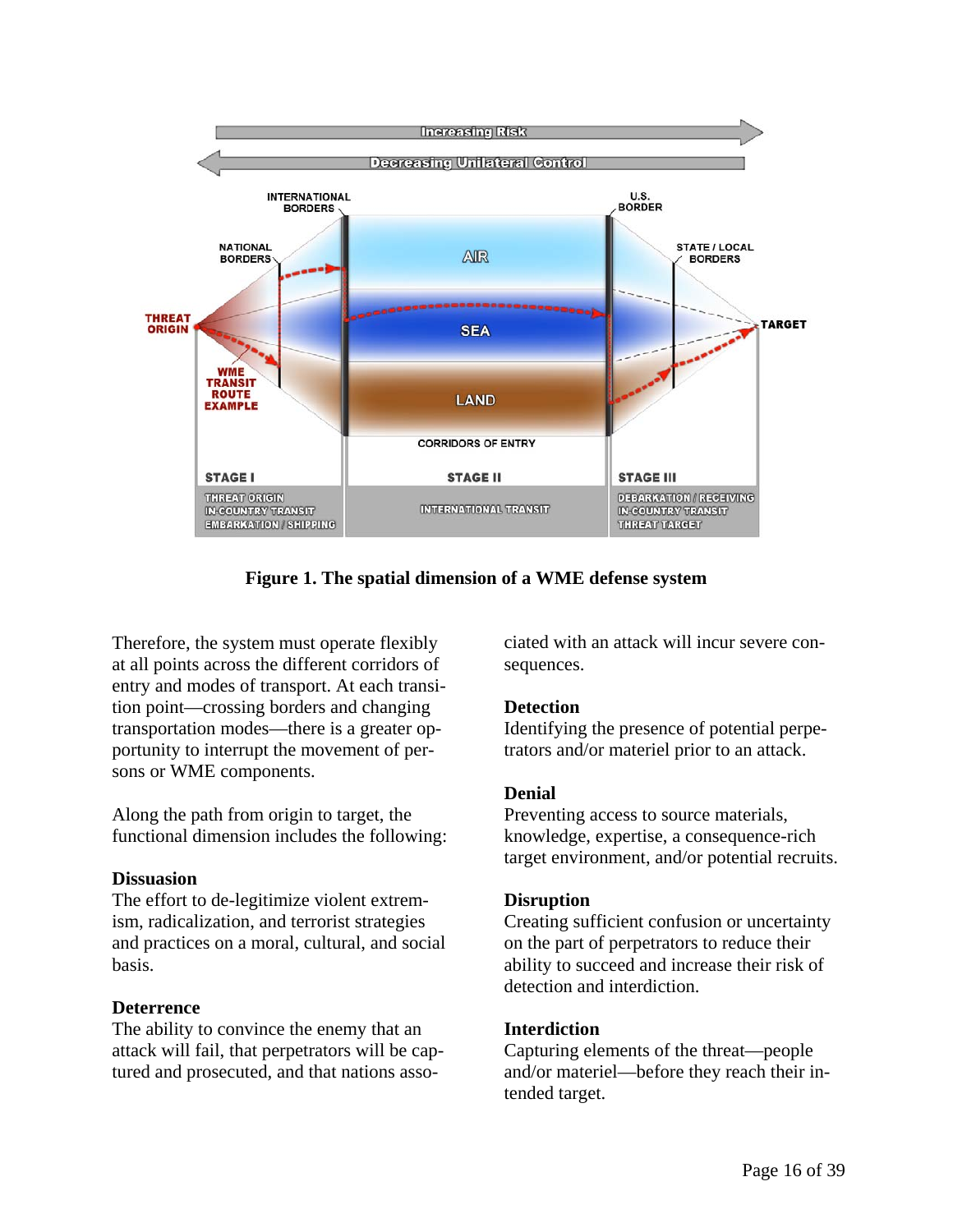**Figure 1. The spatial dimension of a WME defense system**

Therefore, the system must operate flexibly at all points across the different corridors of entry and modes of transport. At each transition point—crossing borders and changing transportation modes—there is a greater opportunity to interrupt the movement of persons or WME components.

Along the path from origin to target, the functional dimension includes the following:

**Dissuasion**
The effort to de-legitimize violent extremism, radicalization, and terrorist strategies and practices on a moral, cultural, and social basis.

**Deterrence**
The ability to convince the enemy that an attack will fail, that perpetrators will be captured and prosecuted, and that nations associated with an attack will incur severe consequences.

**Detection**
Identifying the presence of potential perpetrators and/or materiel prior to an attack.

**Denial**
Preventing access to source materials, knowledge, expertise, a consequence-rich target environment, and/or potential recruits.

**Disruption**
Creating sufficient confusion or uncertainty on the part of perpetrators to reduce their ability to succeed and increase their risk of detection and interdiction.

**Interdiction**
Capturing elements of the threat—people and/or materiel—before they reach their intended target.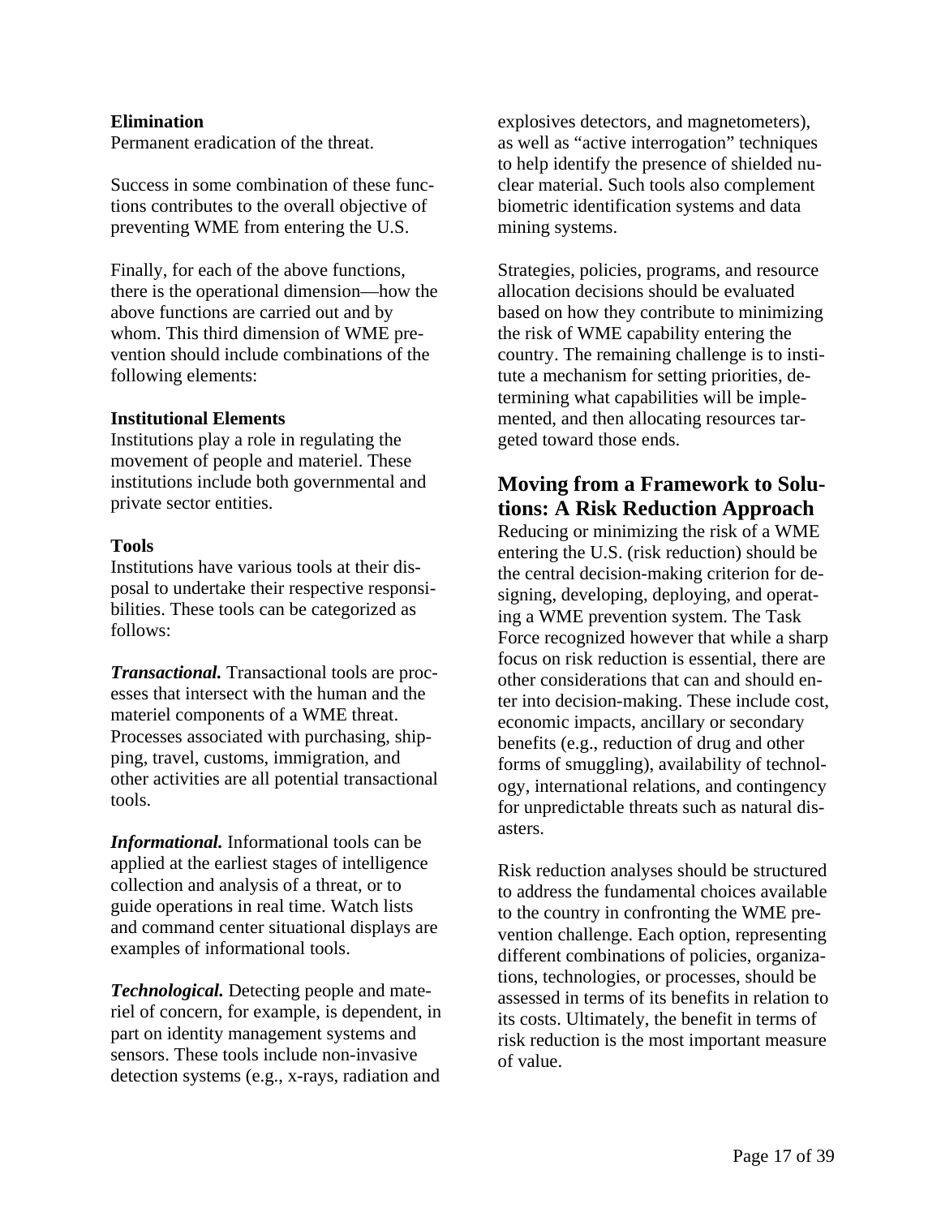**Elimination**
Permanent eradication of the threat.

Success in some combination of these functions contributes to the overall objective of preventing WME from entering the U.S.

Finally, for each of the above functions, there is the operational dimension—how the above functions are carried out and by whom. This third dimension of WME prevention should include combinations of the following elements:

**Institutional Elements**
Institutions play a role in regulating the movement of people and materiel. These institutions include both governmental and private sector entities.

**Tools**
Institutions have various tools at their disposal to undertake their respective responsibilities. These tools can be categorized as follows:

***Transactional.*** Transactional tools are processes that intersect with the human and the materiel components of a WME threat. Processes associated with purchasing, shipping, travel, customs, immigration, and other activities are all potential transactional tools.

***Informational.*** Informational tools can be applied at the earliest stages of intelligence collection and analysis of a threat, or to guide operations in real time. Watch lists and command center situational displays are examples of informational tools.

***Technological.*** Detecting people and materiel of concern, for example, is dependent, in part on identity management systems and sensors. These tools include non-invasive detection systems (e.g., x-rays, radiation and explosives detectors, and magnetometers), as well as "active interrogation" techniques to help identify the presence of shielded nuclear material. Such tools also complement biometric identification systems and data mining systems.

Strategies, policies, programs, and resource allocation decisions should be evaluated based on how they contribute to minimizing the risk of WME capability entering the country. The remaining challenge is to institute a mechanism for setting priorities, determining what capabilities will be implemented, and then allocating resources targeted toward those ends.

## Moving from a Framework to Solutions: A Risk Reduction Approach

Reducing or minimizing the risk of a WME entering the U.S. (risk reduction) should be the central decision-making criterion for designing, developing, deploying, and operating a WME prevention system. The Task Force recognized however that while a sharp focus on risk reduction is essential, there are other considerations that can and should enter into decision-making. These include cost, economic impacts, ancillary or secondary benefits (e.g., reduction of drug and other forms of smuggling), availability of technology, international relations, and contingency for unpredictable threats such as natural disasters.

Risk reduction analyses should be structured to address the fundamental choices available to the country in confronting the WME prevention challenge. Each option, representing different combinations of policies, organizations, technologies, or processes, should be assessed in terms of its benefits in relation to its costs. Ultimately, the benefit in terms of risk reduction is the most important measure of value.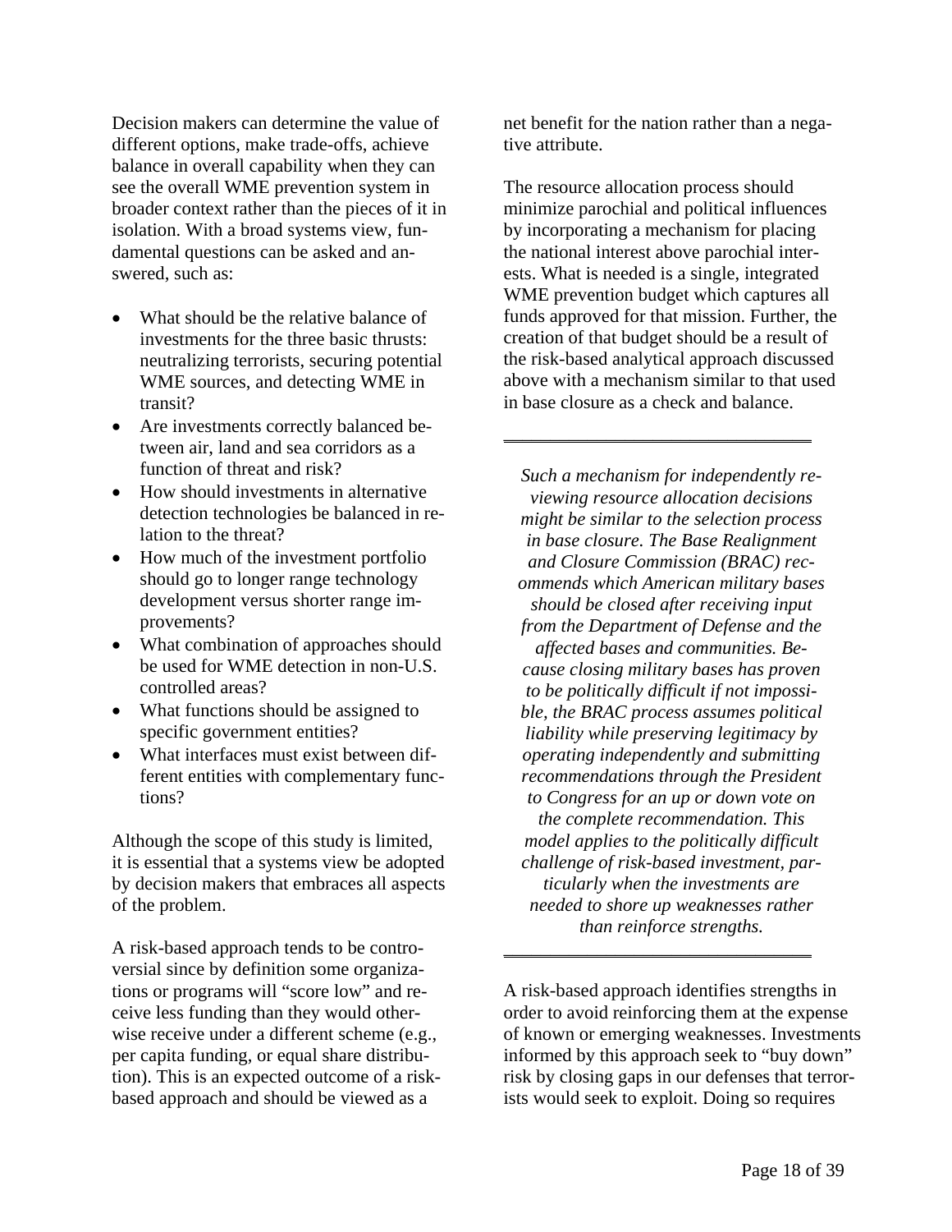Decision makers can determine the value of different options, make trade-offs, achieve balance in overall capability when they can see the overall WME prevention system in broader context rather than the pieces of it in isolation. With a broad systems view, fundamental questions can be asked and answered, such as:

- What should be the relative balance of investments for the three basic thrusts: neutralizing terrorists, securing potential WME sources, and detecting WME in transit?
- Are investments correctly balanced between air, land and sea corridors as a function of threat and risk?
- How should investments in alternative detection technologies be balanced in relation to the threat?
- How much of the investment portfolio should go to longer range technology development versus shorter range improvements?
- What combination of approaches should be used for WME detection in non-U.S. controlled areas?
- What functions should be assigned to specific government entities?
- What interfaces must exist between different entities with complementary functions?

Although the scope of this study is limited, it is essential that a systems view be adopted by decision makers that embraces all aspects of the problem.

A risk-based approach tends to be controversial since by definition some organizations or programs will "score low" and receive less funding than they would otherwise receive under a different scheme (e.g., per capita funding, or equal share distribution). This is an expected outcome of a risk-based approach and should be viewed as a net benefit for the nation rather than a negative attribute.

The resource allocation process should minimize parochial and political influences by incorporating a mechanism for placing the national interest above parochial interests. What is needed is a single, integrated WME prevention budget which captures all funds approved for that mission. Further, the creation of that budget should be a result of the risk-based analytical approach discussed above with a mechanism similar to that used in base closure as a check and balance.

---

*Such a mechanism for independently reviewing resource allocation decisions might be similar to the selection process in base closure. The Base Realignment and Closure Commission (BRAC) recommends which American military bases should be closed after receiving input from the Department of Defense and the affected bases and communities. Because closing military bases has proven to be politically difficult if not impossible, the BRAC process assumes political liability while preserving legitimacy by operating independently and submitting recommendations through the President to Congress for an up or down vote on the complete recommendation. This model applies to the politically difficult challenge of risk-based investment, particularly when the investments are needed to shore up weaknesses rather than reinforce strengths.*

---

A risk-based approach identifies strengths in order to avoid reinforcing them at the expense of known or emerging weaknesses. Investments informed by this approach seek to "buy down" risk by closing gaps in our defenses that terrorists would seek to exploit. Doing so requires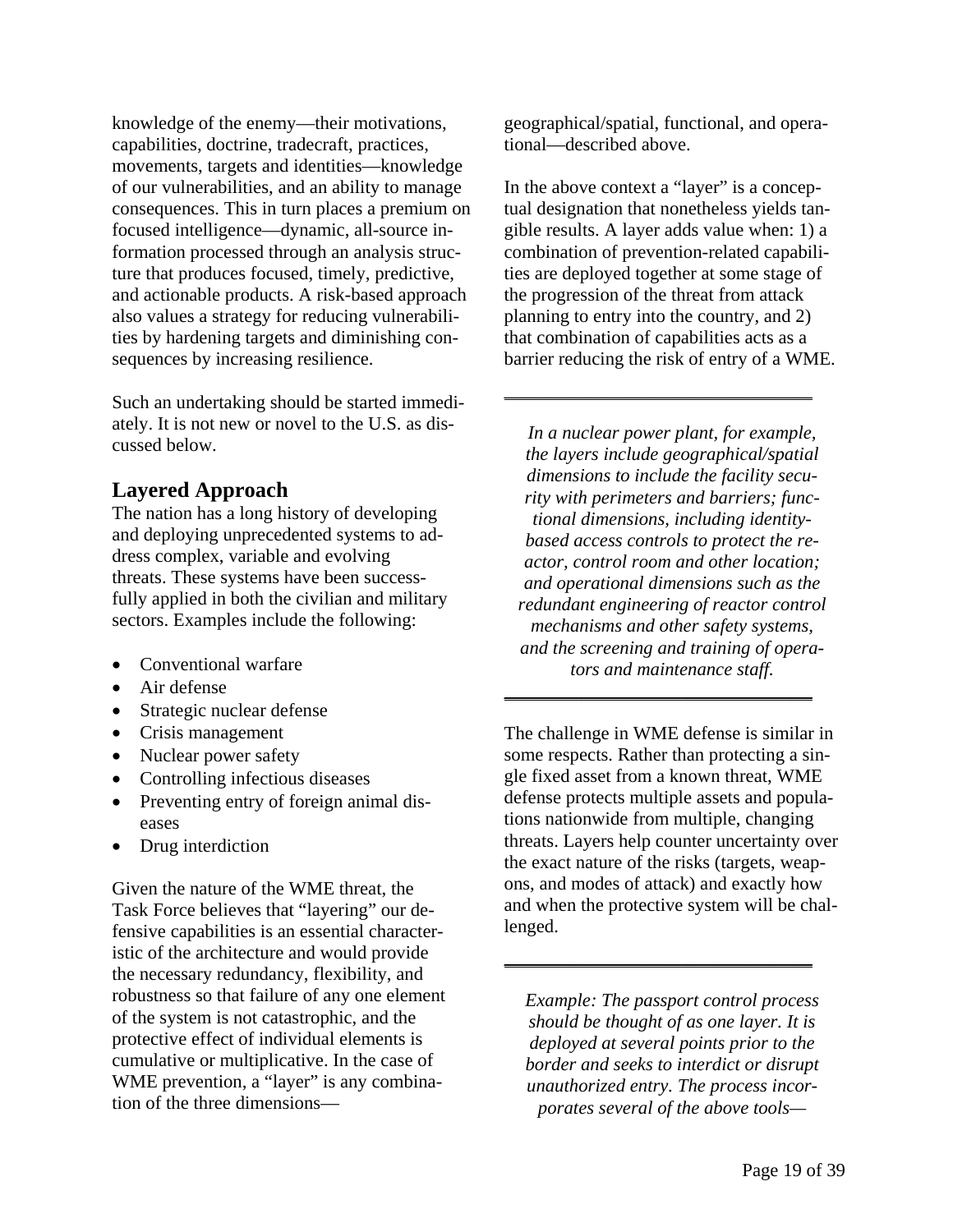knowledge of the enemy—their motivations, capabilities, doctrine, tradecraft, practices, movements, targets and identities—knowledge of our vulnerabilities, and an ability to manage consequences. This in turn places a premium on focused intelligence—dynamic, all-source information processed through an analysis structure that produces focused, timely, predictive, and actionable products. A risk-based approach also values a strategy for reducing vulnerabilities by hardening targets and diminishing consequences by increasing resilience.

Such an undertaking should be started immediately. It is not new or novel to the U.S. as discussed below.

## Layered Approach

The nation has a long history of developing and deploying unprecedented systems to address complex, variable and evolving threats. These systems have been successfully applied in both the civilian and military sectors. Examples include the following:

- Conventional warfare
- Air defense
- Strategic nuclear defense
- Crisis management
- Nuclear power safety
- Controlling infectious diseases
- Preventing entry of foreign animal diseases
- Drug interdiction

Given the nature of the WME threat, the Task Force believes that "layering" our defensive capabilities is an essential characteristic of the architecture and would provide the necessary redundancy, flexibility, and robustness so that failure of any one element of the system is not catastrophic, and the protective effect of individual elements is cumulative or multiplicative. In the case of WME prevention, a "layer" is any combination of the three dimensions—geographical/spatial, functional, and operational—described above.

In the above context a "layer" is a conceptual designation that nonetheless yields tangible results. A layer adds value when: 1) a combination of prevention-related capabilities are deployed together at some stage of the progression of the threat from attack planning to entry into the country, and 2) that combination of capabilities acts as a barrier reducing the risk of entry of a WME.

---

*In a nuclear power plant, for example, the layers include geographical/spatial dimensions to include the facility security with perimeters and barriers; functional dimensions, including identity-based access controls to protect the reactor, control room and other location; and operational dimensions such as the redundant engineering of reactor control mechanisms and other safety systems, and the screening and training of operators and maintenance staff.*

---

The challenge in WME defense is similar in some respects. Rather than protecting a single fixed asset from a known threat, WME defense protects multiple assets and populations nationwide from multiple, changing threats. Layers help counter uncertainty over the exact nature of the risks (targets, weapons, and modes of attack) and exactly how and when the protective system will be challenged.

---

*Example: The passport control process should be thought of as one layer. It is deployed at several points prior to the border and seeks to interdict or disrupt unauthorized entry. The process incorporates several of the above tools—*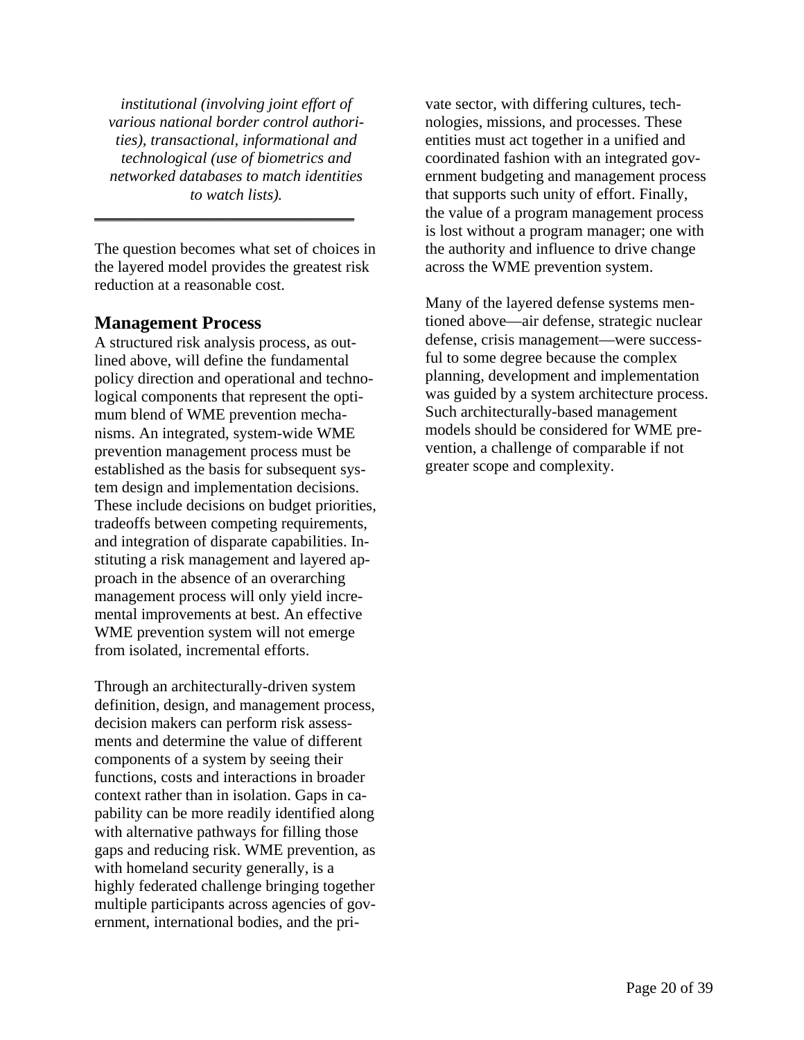*institutional (involving joint effort of various national border control authorities), transactional, informational and technological (use of biometrics and networked databases to match identities to watch lists).*

---

The question becomes what set of choices in the layered model provides the greatest risk reduction at a reasonable cost.

## Management Process

A structured risk analysis process, as outlined above, will define the fundamental policy direction and operational and technological components that represent the optimum blend of WME prevention mechanisms. An integrated, system-wide WME prevention management process must be established as the basis for subsequent system design and implementation decisions. These include decisions on budget priorities, tradeoffs between competing requirements, and integration of disparate capabilities. Instituting a risk management and layered approach in the absence of an overarching management process will only yield incremental improvements at best. An effective WME prevention system will not emerge from isolated, incremental efforts.

Through an architecturally-driven system definition, design, and management process, decision makers can perform risk assessments and determine the value of different components of a system by seeing their functions, costs and interactions in broader context rather than in isolation. Gaps in capability can be more readily identified along with alternative pathways for filling those gaps and reducing risk. WME prevention, as with homeland security generally, is a highly federated challenge bringing together multiple participants across agencies of government, international bodies, and the private sector, with differing cultures, technologies, missions, and processes. These entities must act together in a unified and coordinated fashion with an integrated government budgeting and management process that supports such unity of effort. Finally, the value of a program management process is lost without a program manager; one with the authority and influence to drive change across the WME prevention system.

Many of the layered defense systems mentioned above—air defense, strategic nuclear defense, crisis management—were successful to some degree because the complex planning, development and implementation was guided by a system architecture process. Such architecturally-based management models should be considered for WME prevention, a challenge of comparable if not greater scope and complexity.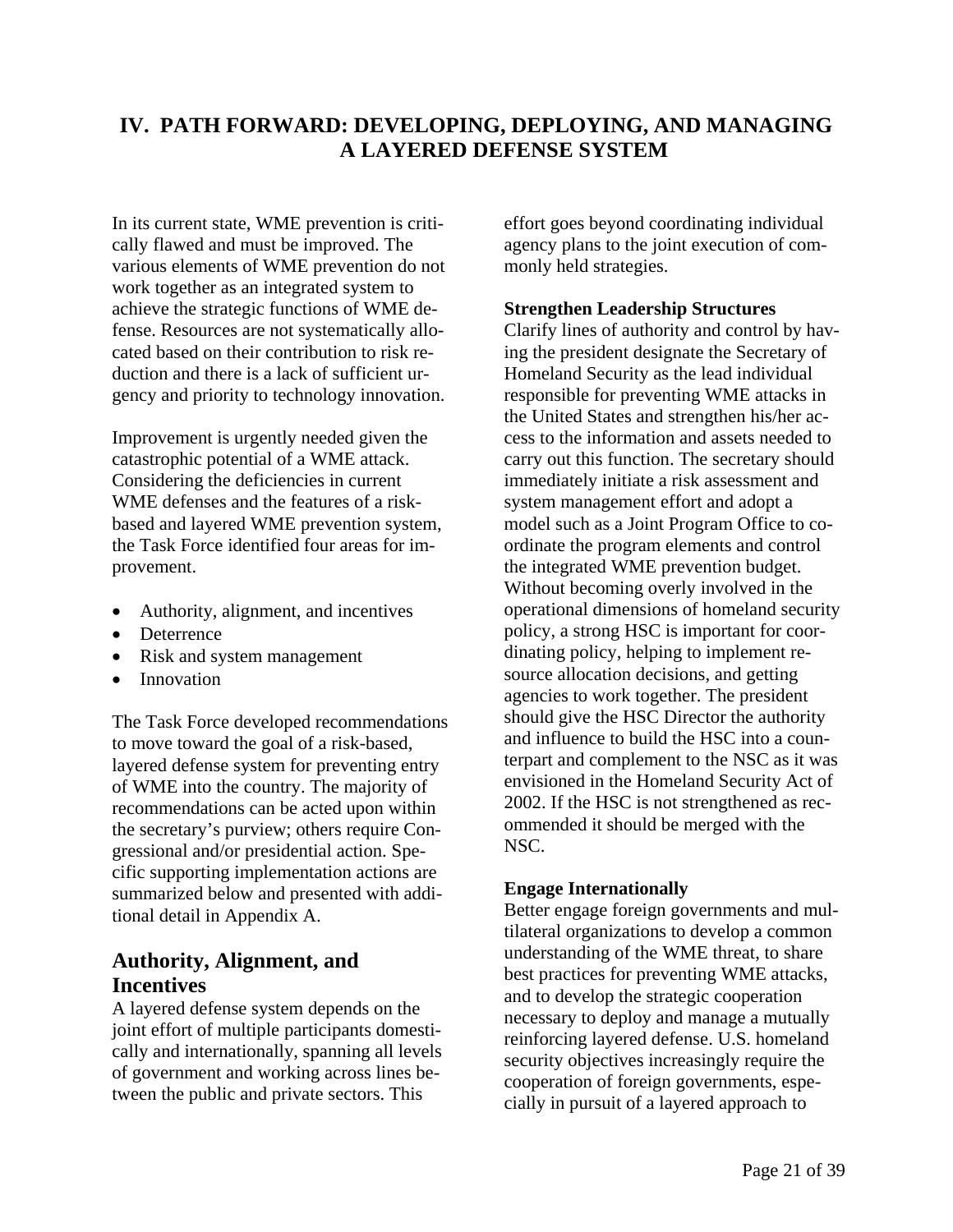# IV. PATH FORWARD: DEVELOPING, DEPLOYING, AND MANAGING A LAYERED DEFENSE SYSTEM

In its current state, WME prevention is critically flawed and must be improved. The various elements of WME prevention do not work together as an integrated system to achieve the strategic functions of WME defense. Resources are not systematically allocated based on their contribution to risk reduction and there is a lack of sufficient urgency and priority to technology innovation.

Improvement is urgently needed given the catastrophic potential of a WME attack. Considering the deficiencies in current WME defenses and the features of a risk-based and layered WME prevention system, the Task Force identified four areas for improvement.

- Authority, alignment, and incentives
- Deterrence
- Risk and system management
- Innovation

The Task Force developed recommendations to move toward the goal of a risk-based, layered defense system for preventing entry of WME into the country. The majority of recommendations can be acted upon within the secretary's purview; others require Congressional and/or presidential action. Specific supporting implementation actions are summarized below and presented with additional detail in Appendix A.

## Authority, Alignment, and Incentives

A layered defense system depends on the joint effort of multiple participants domestically and internationally, spanning all levels of government and working across lines between the public and private sectors. This effort goes beyond coordinating individual agency plans to the joint execution of commonly held strategies.

**Strengthen Leadership Structures**

Clarify lines of authority and control by having the president designate the Secretary of Homeland Security as the lead individual responsible for preventing WME attacks in the United States and strengthen his/her access to the information and assets needed to carry out this function. The secretary should immediately initiate a risk assessment and system management effort and adopt a model such as a Joint Program Office to coordinate the program elements and control the integrated WME prevention budget. Without becoming overly involved in the operational dimensions of homeland security policy, a strong HSC is important for coordinating policy, helping to implement resource allocation decisions, and getting agencies to work together. The president should give the HSC Director the authority and influence to build the HSC into a counterpart and complement to the NSC as it was envisioned in the Homeland Security Act of 2002. If the HSC is not strengthened as recommended it should be merged with the NSC.

**Engage Internationally**

Better engage foreign governments and multilateral organizations to develop a common understanding of the WME threat, to share best practices for preventing WME attacks, and to develop the strategic cooperation necessary to deploy and manage a mutually reinforcing layered defense. U.S. homeland security objectives increasingly require the cooperation of foreign governments, especially in pursuit of a layered approach to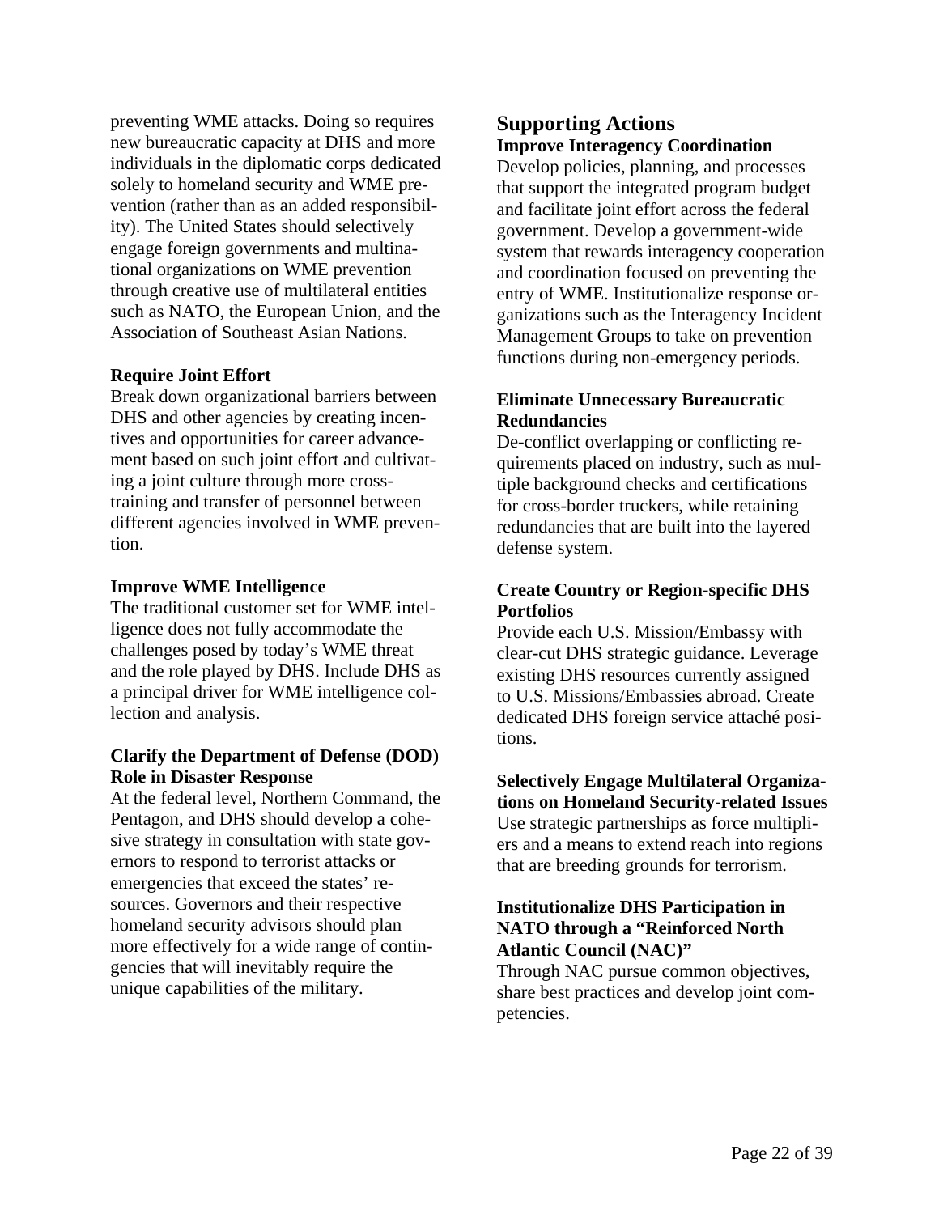preventing WME attacks. Doing so requires new bureaucratic capacity at DHS and more individuals in the diplomatic corps dedicated solely to homeland security and WME prevention (rather than as an added responsibility). The United States should selectively engage foreign governments and multinational organizations on WME prevention through creative use of multilateral entities such as NATO, the European Union, and the Association of Southeast Asian Nations.

**Require Joint Effort**

Break down organizational barriers between DHS and other agencies by creating incentives and opportunities for career advancement based on such joint effort and cultivating a joint culture through more cross-training and transfer of personnel between different agencies involved in WME prevention.

**Improve WME Intelligence**

The traditional customer set for WME intelligence does not fully accommodate the challenges posed by today's WME threat and the role played by DHS. Include DHS as a principal driver for WME intelligence collection and analysis.

**Clarify the Department of Defense (DOD) Role in Disaster Response**

At the federal level, Northern Command, the Pentagon, and DHS should develop a cohesive strategy in consultation with state governors to respond to terrorist attacks or emergencies that exceed the states' resources. Governors and their respective homeland security advisors should plan more effectively for a wide range of contingencies that will inevitably require the unique capabilities of the military.

## Supporting Actions

**Improve Interagency Coordination**

Develop policies, planning, and processes that support the integrated program budget and facilitate joint effort across the federal government. Develop a government-wide system that rewards interagency cooperation and coordination focused on preventing the entry of WME. Institutionalize response organizations such as the Interagency Incident Management Groups to take on prevention functions during non-emergency periods.

**Eliminate Unnecessary Bureaucratic Redundancies**

De-conflict overlapping or conflicting requirements placed on industry, such as multiple background checks and certifications for cross-border truckers, while retaining redundancies that are built into the layered defense system.

**Create Country or Region-specific DHS Portfolios**

Provide each U.S. Mission/Embassy with clear-cut DHS strategic guidance. Leverage existing DHS resources currently assigned to U.S. Missions/Embassies abroad. Create dedicated DHS foreign service attaché positions.

**Selectively Engage Multilateral Organizations on Homeland Security-related Issues**

Use strategic partnerships as force multipliers and a means to extend reach into regions that are breeding grounds for terrorism.

**Institutionalize DHS Participation in NATO through a "Reinforced North Atlantic Council (NAC)"**

Through NAC pursue common objectives, share best practices and develop joint competencies.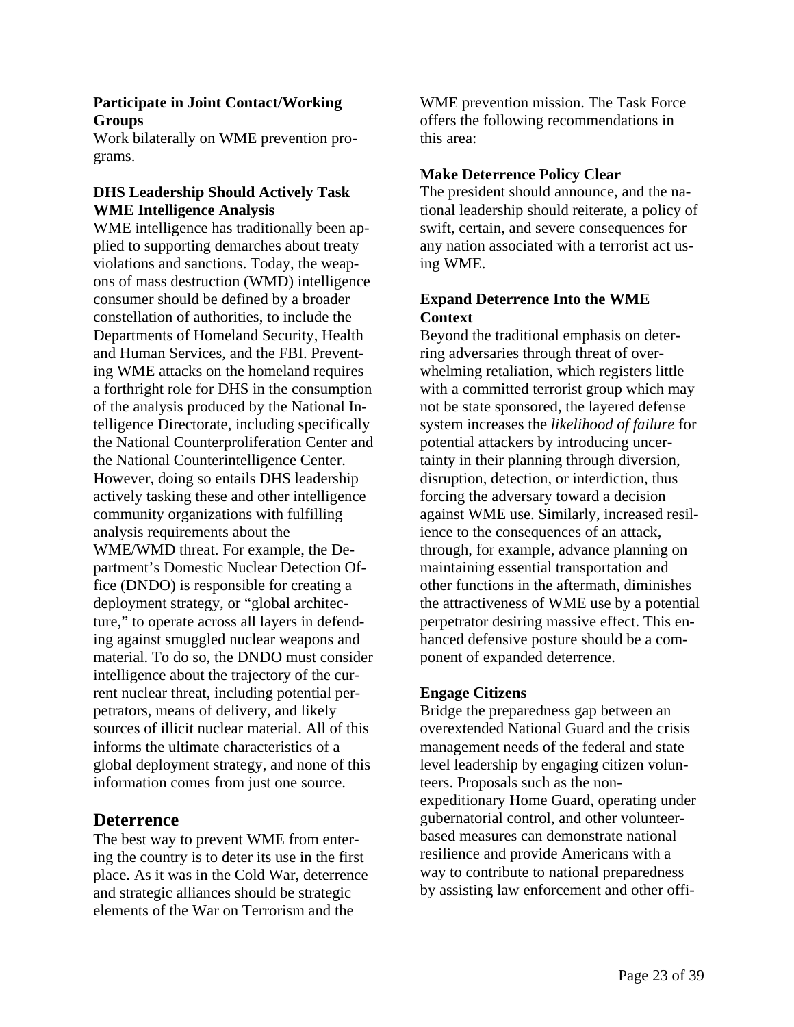**Participate in Joint Contact/Working Groups**

Work bilaterally on WME prevention programs.

**DHS Leadership Should Actively Task WME Intelligence Analysis**

WME intelligence has traditionally been applied to supporting demarches about treaty violations and sanctions. Today, the weapons of mass destruction (WMD) intelligence consumer should be defined by a broader constellation of authorities, to include the Departments of Homeland Security, Health and Human Services, and the FBI. Preventing WME attacks on the homeland requires a forthright role for DHS in the consumption of the analysis produced by the National Intelligence Directorate, including specifically the National Counterproliferation Center and the National Counterintelligence Center. However, doing so entails DHS leadership actively tasking these and other intelligence community organizations with fulfilling analysis requirements about the WME/WMD threat. For example, the Department's Domestic Nuclear Detection Office (DNDO) is responsible for creating a deployment strategy, or "global architecture," to operate across all layers in defending against smuggled nuclear weapons and material. To do so, the DNDO must consider intelligence about the trajectory of the current nuclear threat, including potential perpetrators, means of delivery, and likely sources of illicit nuclear material. All of this informs the ultimate characteristics of a global deployment strategy, and none of this information comes from just one source.

## Deterrence

The best way to prevent WME from entering the country is to deter its use in the first place. As it was in the Cold War, deterrence and strategic alliances should be strategic elements of the War on Terrorism and the WME prevention mission. The Task Force offers the following recommendations in this area:

**Make Deterrence Policy Clear**

The president should announce, and the national leadership should reiterate, a policy of swift, certain, and severe consequences for any nation associated with a terrorist act using WME.

**Expand Deterrence Into the WME Context**

Beyond the traditional emphasis on deterring adversaries through threat of overwhelming retaliation, which registers little with a committed terrorist group which may not be state sponsored, the layered defense system increases the *likelihood of failure* for potential attackers by introducing uncertainty in their planning through diversion, disruption, detection, or interdiction, thus forcing the adversary toward a decision against WME use. Similarly, increased resilience to the consequences of an attack, through, for example, advance planning on maintaining essential transportation and other functions in the aftermath, diminishes the attractiveness of WME use by a potential perpetrator desiring massive effect. This enhanced defensive posture should be a component of expanded deterrence.

**Engage Citizens**

Bridge the preparedness gap between an overextended National Guard and the crisis management needs of the federal and state level leadership by engaging citizen volunteers. Proposals such as the non-expeditionary Home Guard, operating under gubernatorial control, and other volunteer-based measures can demonstrate national resilience and provide Americans with a way to contribute to national preparedness by assisting law enforcement and other offi-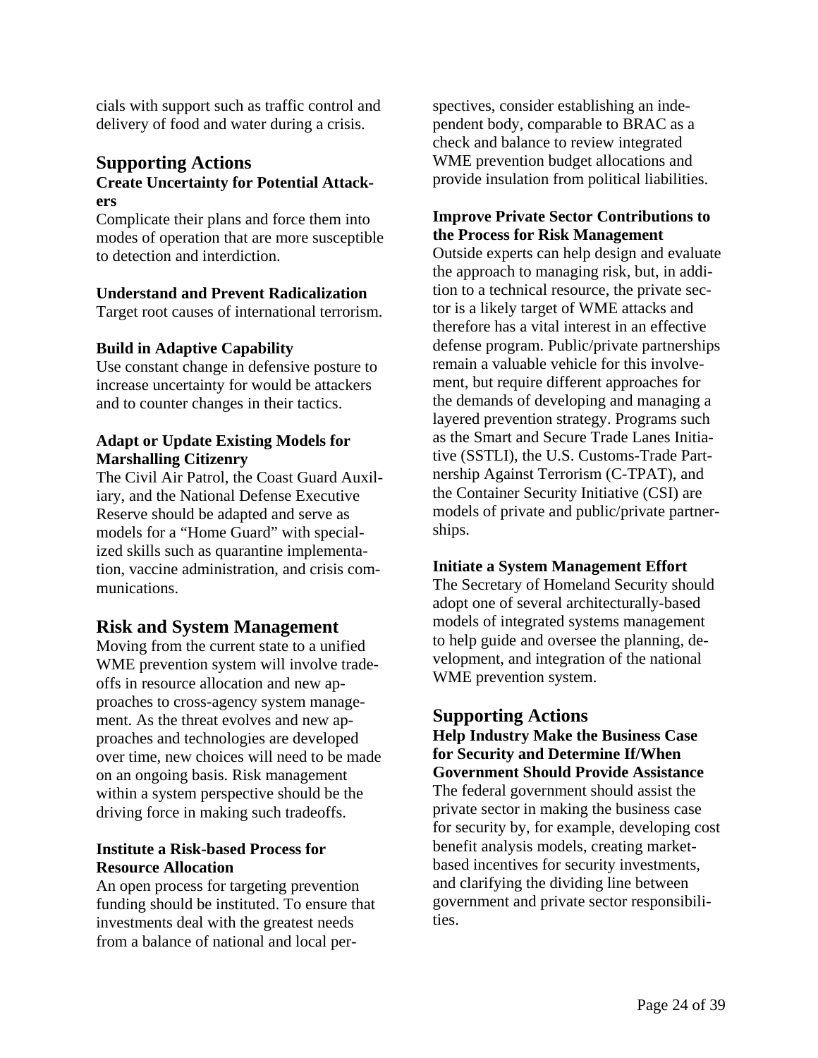cials with support such as traffic control and delivery of food and water during a crisis.

## Supporting Actions

### Create Uncertainty for Potential Attackers

Complicate their plans and force them into modes of operation that are more susceptible to detection and interdiction.

### Understand and Prevent Radicalization

Target root causes of international terrorism.

### Build in Adaptive Capability

Use constant change in defensive posture to increase uncertainty for would be attackers and to counter changes in their tactics.

### Adapt or Update Existing Models for Marshalling Citizenry

The Civil Air Patrol, the Coast Guard Auxiliary, and the National Defense Executive Reserve should be adapted and serve as models for a "Home Guard" with specialized skills such as quarantine implementation, vaccine administration, and crisis communications.

## Risk and System Management

Moving from the current state to a unified WME prevention system will involve tradeoffs in resource allocation and new approaches to cross-agency system management. As the threat evolves and new approaches and technologies are developed over time, new choices will need to be made on an ongoing basis. Risk management within a system perspective should be the driving force in making such tradeoffs.

### Institute a Risk-based Process for Resource Allocation

An open process for targeting prevention funding should be instituted. To ensure that investments deal with the greatest needs from a balance of national and local perspectives, consider establishing an independent body, comparable to BRAC as a check and balance to review integrated WME prevention budget allocations and provide insulation from political liabilities.

### Improve Private Sector Contributions to the Process for Risk Management

Outside experts can help design and evaluate the approach to managing risk, but, in addition to a technical resource, the private sector is a likely target of WME attacks and therefore has a vital interest in an effective defense program. Public/private partnerships remain a valuable vehicle for this involvement, but require different approaches for the demands of developing and managing a layered prevention strategy. Programs such as the Smart and Secure Trade Lanes Initiative (SSTLI), the U.S. Customs-Trade Partnership Against Terrorism (C-TPAT), and the Container Security Initiative (CSI) are models of private and public/private partnerships.

### Initiate a System Management Effort

The Secretary of Homeland Security should adopt one of several architecturally-based models of integrated systems management to help guide and oversee the planning, development, and integration of the national WME prevention system.

## Supporting Actions

### Help Industry Make the Business Case for Security and Determine If/When Government Should Provide Assistance

The federal government should assist the private sector in making the business case for security by, for example, developing cost benefit analysis models, creating market-based incentives for security investments, and clarifying the dividing line between government and private sector responsibilities.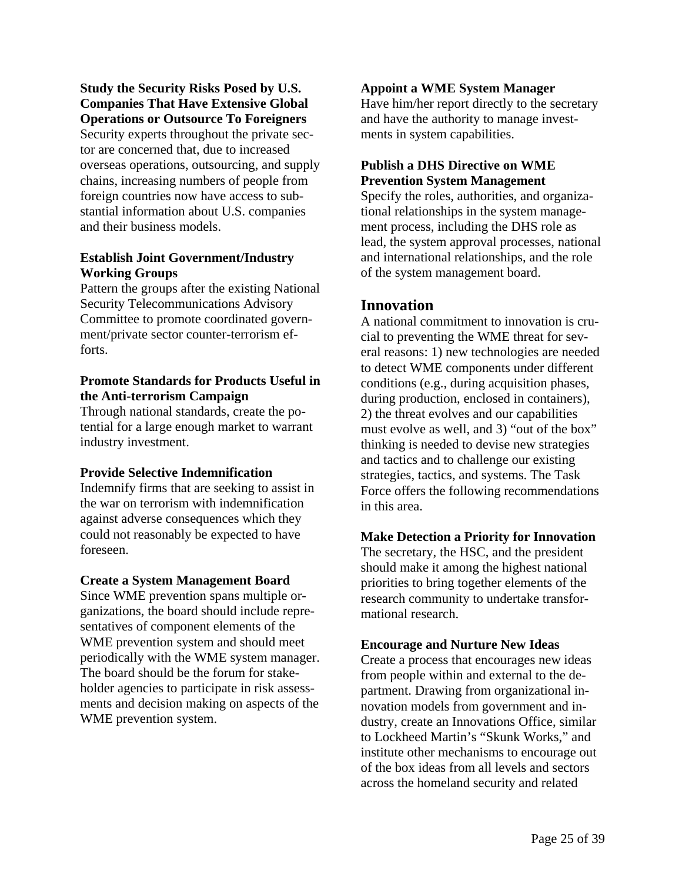**Study the Security Risks Posed by U.S. Companies That Have Extensive Global Operations or Outsource To Foreigners**
Security experts throughout the private sector are concerned that, due to increased overseas operations, outsourcing, and supply chains, increasing numbers of people from foreign countries now have access to substantial information about U.S. companies and their business models.

**Establish Joint Government/Industry Working Groups**
Pattern the groups after the existing National Security Telecommunications Advisory Committee to promote coordinated government/private sector counter-terrorism efforts.

**Promote Standards for Products Useful in the Anti-terrorism Campaign**
Through national standards, create the potential for a large enough market to warrant industry investment.

**Provide Selective Indemnification**
Indemnify firms that are seeking to assist in the war on terrorism with indemnification against adverse consequences which they could not reasonably be expected to have foreseen.

**Create a System Management Board**
Since WME prevention spans multiple organizations, the board should include representatives of component elements of the WME prevention system and should meet periodically with the WME system manager. The board should be the forum for stakeholder agencies to participate in risk assessments and decision making on aspects of the WME prevention system.

**Appoint a WME System Manager**
Have him/her report directly to the secretary and have the authority to manage investments in system capabilities.

**Publish a DHS Directive on WME Prevention System Management**
Specify the roles, authorities, and organizational relationships in the system management process, including the DHS role as lead, the system approval processes, national and international relationships, and the role of the system management board.

## Innovation

A national commitment to innovation is crucial to preventing the WME threat for several reasons: 1) new technologies are needed to detect WME components under different conditions (e.g., during acquisition phases, during production, enclosed in containers), 2) the threat evolves and our capabilities must evolve as well, and 3) "out of the box" thinking is needed to devise new strategies and tactics and to challenge our existing strategies, tactics, and systems. The Task Force offers the following recommendations in this area.

**Make Detection a Priority for Innovation**
The secretary, the HSC, and the president should make it among the highest national priorities to bring together elements of the research community to undertake transformational research.

**Encourage and Nurture New Ideas**
Create a process that encourages new ideas from people within and external to the department. Drawing from organizational innovation models from government and industry, create an Innovations Office, similar to Lockheed Martin's "Skunk Works," and institute other mechanisms to encourage out of the box ideas from all levels and sectors across the homeland security and related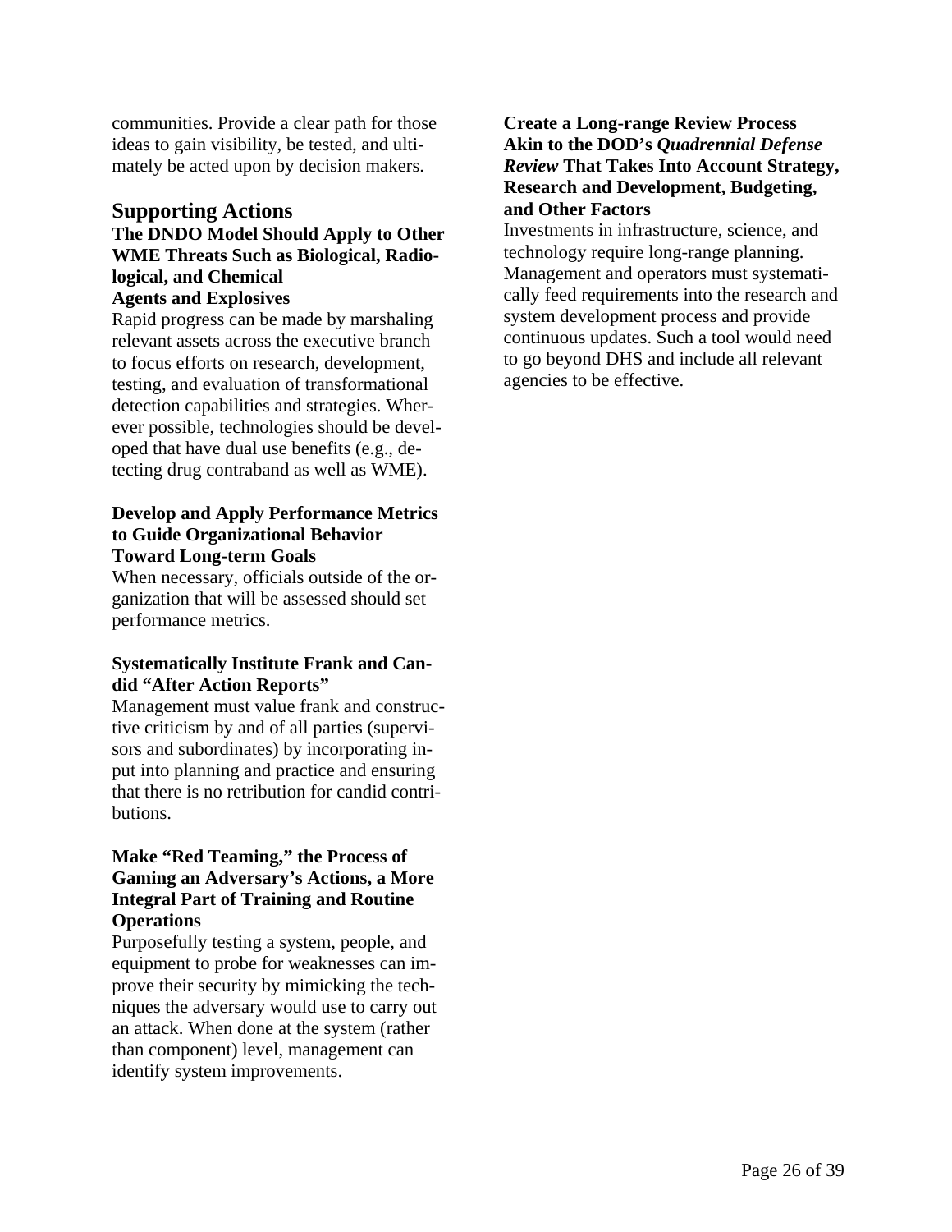communities. Provide a clear path for those ideas to gain visibility, be tested, and ultimately be acted upon by decision makers.

## Supporting Actions

### The DNDO Model Should Apply to Other WME Threats Such as Biological, Radiological, and Chemical Agents and Explosives

Rapid progress can be made by marshaling relevant assets across the executive branch to focus efforts on research, development, testing, and evaluation of transformational detection capabilities and strategies. Wherever possible, technologies should be developed that have dual use benefits (e.g., detecting drug contraband as well as WME).

### Develop and Apply Performance Metrics to Guide Organizational Behavior Toward Long-term Goals

When necessary, officials outside of the organization that will be assessed should set performance metrics.

### Systematically Institute Frank and Candid "After Action Reports"

Management must value frank and constructive criticism by and of all parties (supervisors and subordinates) by incorporating input into planning and practice and ensuring that there is no retribution for candid contributions.

### Make "Red Teaming," the Process of Gaming an Adversary's Actions, a More Integral Part of Training and Routine Operations

Purposefully testing a system, people, and equipment to probe for weaknesses can improve their security by mimicking the techniques the adversary would use to carry out an attack. When done at the system (rather than component) level, management can identify system improvements.

### Create a Long-range Review Process Akin to the DOD's *Quadrennial Defense Review* That Takes Into Account Strategy, Research and Development, Budgeting, and Other Factors

Investments in infrastructure, science, and technology require long-range planning. Management and operators must systematically feed requirements into the research and system development process and provide continuous updates. Such a tool would need to go beyond DHS and include all relevant agencies to be effective.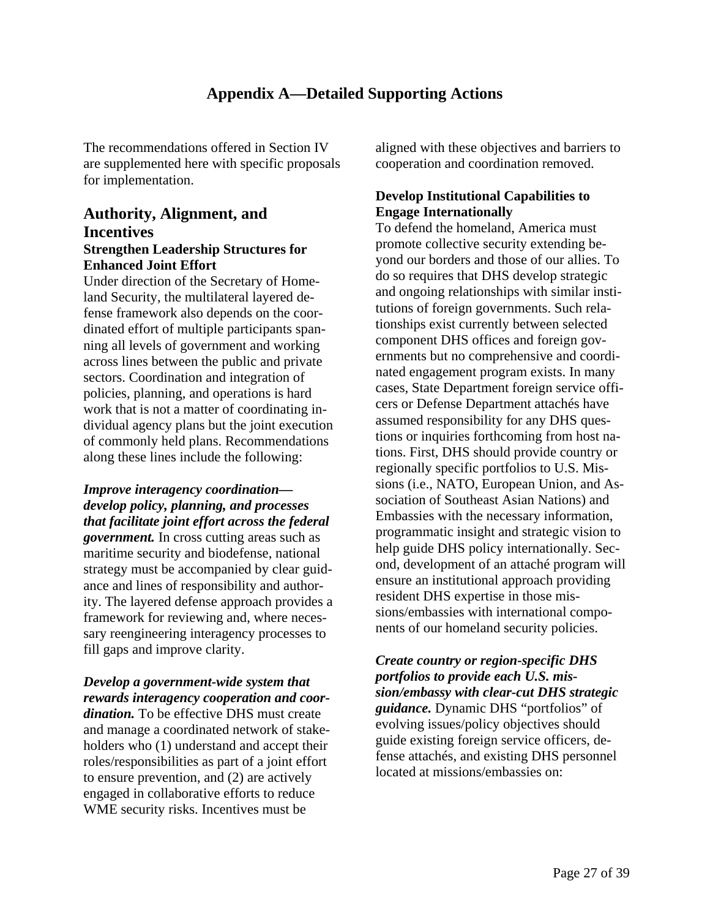# Appendix A—Detailed Supporting Actions

The recommendations offered in Section IV are supplemented here with specific proposals for implementation.

## Authority, Alignment, and Incentives

### Strengthen Leadership Structures for Enhanced Joint Effort

Under direction of the Secretary of Homeland Security, the multilateral layered defense framework also depends on the coordinated effort of multiple participants spanning all levels of government and working across lines between the public and private sectors. Coordination and integration of policies, planning, and operations is hard work that is not a matter of coordinating individual agency plans but the joint execution of commonly held plans. Recommendations along these lines include the following:

***Improve interagency coordination—develop policy, planning, and processes that facilitate joint effort across the federal government.*** In cross cutting areas such as maritime security and biodefense, national strategy must be accompanied by clear guidance and lines of responsibility and authority. The layered defense approach provides a framework for reviewing and, where necessary reengineering interagency processes to fill gaps and improve clarity.

***Develop a government-wide system that rewards interagency cooperation and coordination.*** To be effective DHS must create and manage a coordinated network of stakeholders who (1) understand and accept their roles/responsibilities as part of a joint effort to ensure prevention, and (2) are actively engaged in collaborative efforts to reduce WME security risks. Incentives must be aligned with these objectives and barriers to cooperation and coordination removed.

### Develop Institutional Capabilities to Engage Internationally

To defend the homeland, America must promote collective security extending beyond our borders and those of our allies. To do so requires that DHS develop strategic and ongoing relationships with similar institutions of foreign governments. Such relationships exist currently between selected component DHS offices and foreign governments but no comprehensive and coordinated engagement program exists. In many cases, State Department foreign service officers or Defense Department attachés have assumed responsibility for any DHS questions or inquiries forthcoming from host nations. First, DHS should provide country or regionally specific portfolios to U.S. Missions (i.e., NATO, European Union, and Association of Southeast Asian Nations) and Embassies with the necessary information, programmatic insight and strategic vision to help guide DHS policy internationally. Second, development of an attaché program will ensure an institutional approach providing resident DHS expertise in those missions/embassies with international components of our homeland security policies.

***Create country or region-specific DHS portfolios to provide each U.S. mission/embassy with clear-cut DHS strategic guidance.*** Dynamic DHS "portfolios" of evolving issues/policy objectives should guide existing foreign service officers, defense attachés, and existing DHS personnel located at missions/embassies on: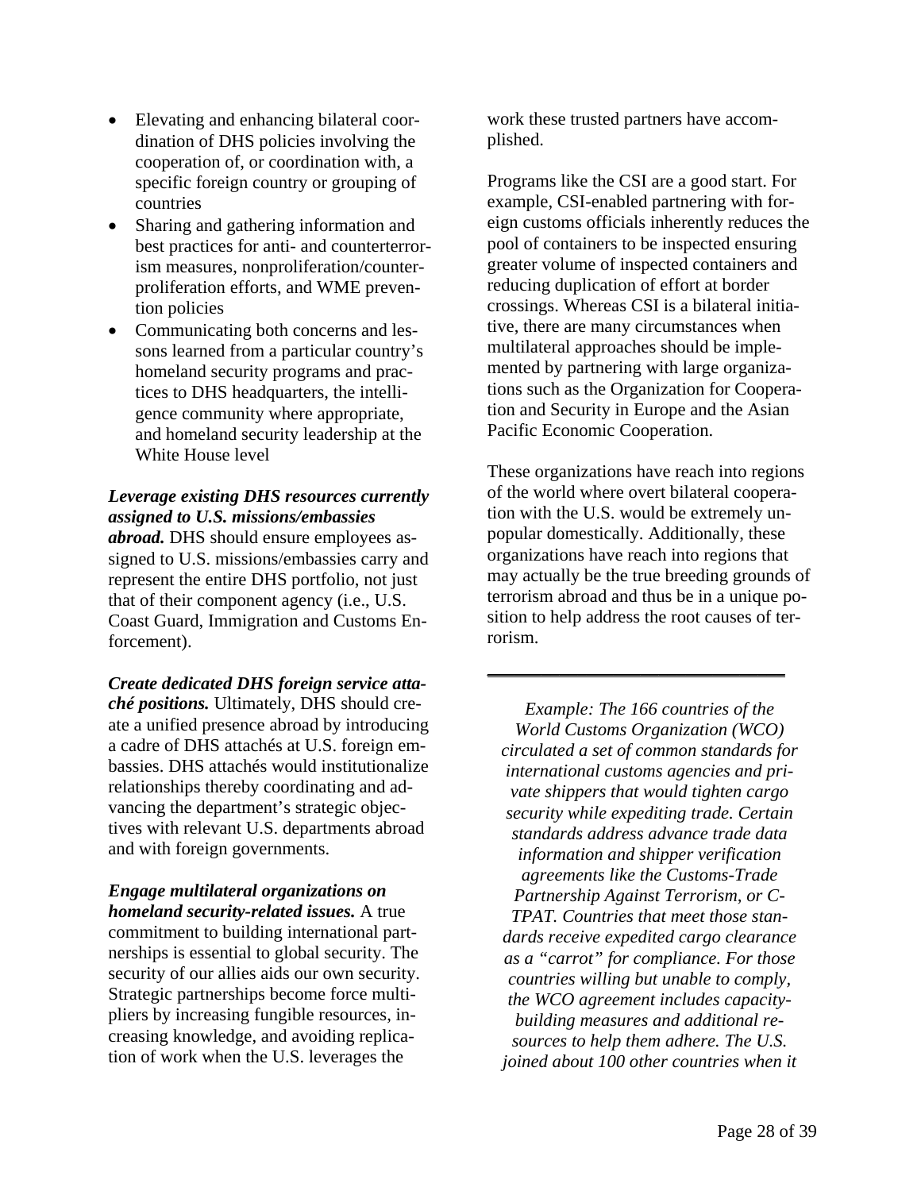- Elevating and enhancing bilateral coordination of DHS policies involving the cooperation of, or coordination with, a specific foreign country or grouping of countries
- Sharing and gathering information and best practices for anti- and counterterrorism measures, nonproliferation/counterproliferation efforts, and WME prevention policies
- Communicating both concerns and lessons learned from a particular country's homeland security programs and practices to DHS headquarters, the intelligence community where appropriate, and homeland security leadership at the White House level

***Leverage existing DHS resources currently assigned to U.S. missions/embassies abroad.*** DHS should ensure employees assigned to U.S. missions/embassies carry and represent the entire DHS portfolio, not just that of their component agency (i.e., U.S. Coast Guard, Immigration and Customs Enforcement).

***Create dedicated DHS foreign service attaché positions.*** Ultimately, DHS should create a unified presence abroad by introducing a cadre of DHS attachés at U.S. foreign embassies. DHS attachés would institutionalize relationships thereby coordinating and advancing the department's strategic objectives with relevant U.S. departments abroad and with foreign governments.

***Engage multilateral organizations on homeland security-related issues.*** A true commitment to building international partnerships is essential to global security. The security of our allies aids our own security. Strategic partnerships become force multipliers by increasing fungible resources, increasing knowledge, and avoiding replication of work when the U.S. leverages the work these trusted partners have accomplished.

Programs like the CSI are a good start. For example, CSI-enabled partnering with foreign customs officials inherently reduces the pool of containers to be inspected ensuring greater volume of inspected containers and reducing duplication of effort at border crossings. Whereas CSI is a bilateral initiative, there are many circumstances when multilateral approaches should be implemented by partnering with large organizations such as the Organization for Cooperation and Security in Europe and the Asian Pacific Economic Cooperation.

These organizations have reach into regions of the world where overt bilateral cooperation with the U.S. would be extremely unpopular domestically. Additionally, these organizations have reach into regions that may actually be the true breeding grounds of terrorism abroad and thus be in a unique position to help address the root causes of terrorism.

---

*Example: The 166 countries of the World Customs Organization (WCO) circulated a set of common standards for international customs agencies and private shippers that would tighten cargo security while expediting trade. Certain standards address advance trade data information and shipper verification agreements like the Customs-Trade Partnership Against Terrorism, or C-TPAT. Countries that meet those standards receive expedited cargo clearance as a "carrot" for compliance. For those countries willing but unable to comply, the WCO agreement includes capacity-building measures and additional resources to help them adhere. The U.S. joined about 100 other countries when it*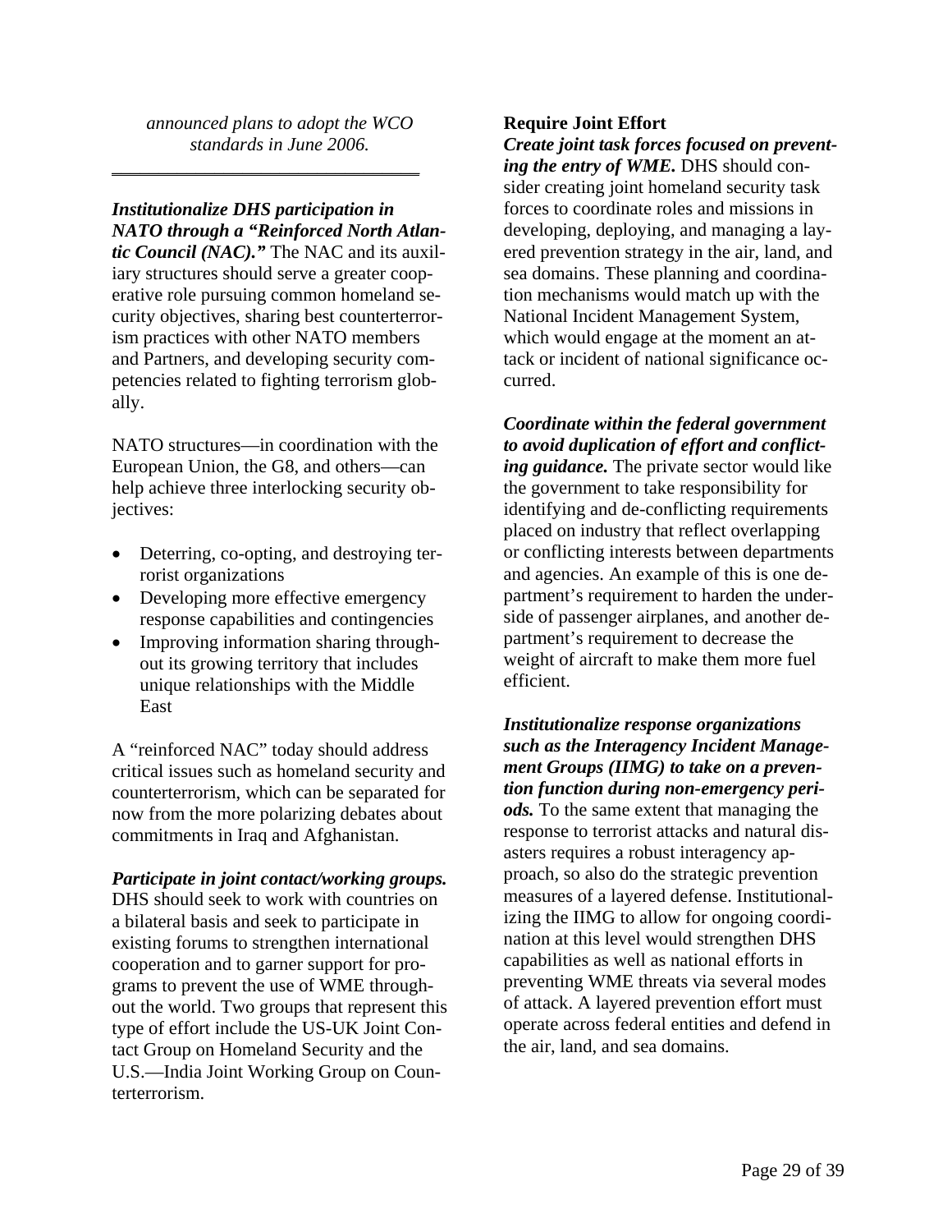*announced plans to adopt the WCO standards in June 2006.*

---

***Institutionalize DHS participation in NATO through a "Reinforced North Atlantic Council (NAC)."*** The NAC and its auxiliary structures should serve a greater cooperative role pursuing common homeland security objectives, sharing best counterterrorism practices with other NATO members and Partners, and developing security competencies related to fighting terrorism globally.

NATO structures—in coordination with the European Union, the G8, and others—can help achieve three interlocking security objectives:

- Deterring, co-opting, and destroying terrorist organizations
- Developing more effective emergency response capabilities and contingencies
- Improving information sharing throughout its growing territory that includes unique relationships with the Middle East

A "reinforced NAC" today should address critical issues such as homeland security and counterterrorism, which can be separated for now from the more polarizing debates about commitments in Iraq and Afghanistan.

***Participate in joint contact/working groups.*** DHS should seek to work with countries on a bilateral basis and seek to participate in existing forums to strengthen international cooperation and to garner support for programs to prevent the use of WME throughout the world. Two groups that represent this type of effort include the US-UK Joint Contact Group on Homeland Security and the U.S.—India Joint Working Group on Counterterrorism.

**Require Joint Effort**

***Create joint task forces focused on preventing the entry of WME.*** DHS should consider creating joint homeland security task forces to coordinate roles and missions in developing, deploying, and managing a layered prevention strategy in the air, land, and sea domains. These planning and coordination mechanisms would match up with the National Incident Management System, which would engage at the moment an attack or incident of national significance occurred.

***Coordinate within the federal government to avoid duplication of effort and conflicting guidance.*** The private sector would like the government to take responsibility for identifying and de-conflicting requirements placed on industry that reflect overlapping or conflicting interests between departments and agencies. An example of this is one department's requirement to harden the underside of passenger airplanes, and another department's requirement to decrease the weight of aircraft to make them more fuel efficient.

***Institutionalize response organizations such as the Interagency Incident Management Groups (IIMG) to take on a prevention function during non-emergency periods.*** To the same extent that managing the response to terrorist attacks and natural disasters requires a robust interagency approach, so also do the strategic prevention measures of a layered defense. Institutionalizing the IIMG to allow for ongoing coordination at this level would strengthen DHS capabilities as well as national efforts in preventing WME threats via several modes of attack. A layered prevention effort must operate across federal entities and defend in the air, land, and sea domains.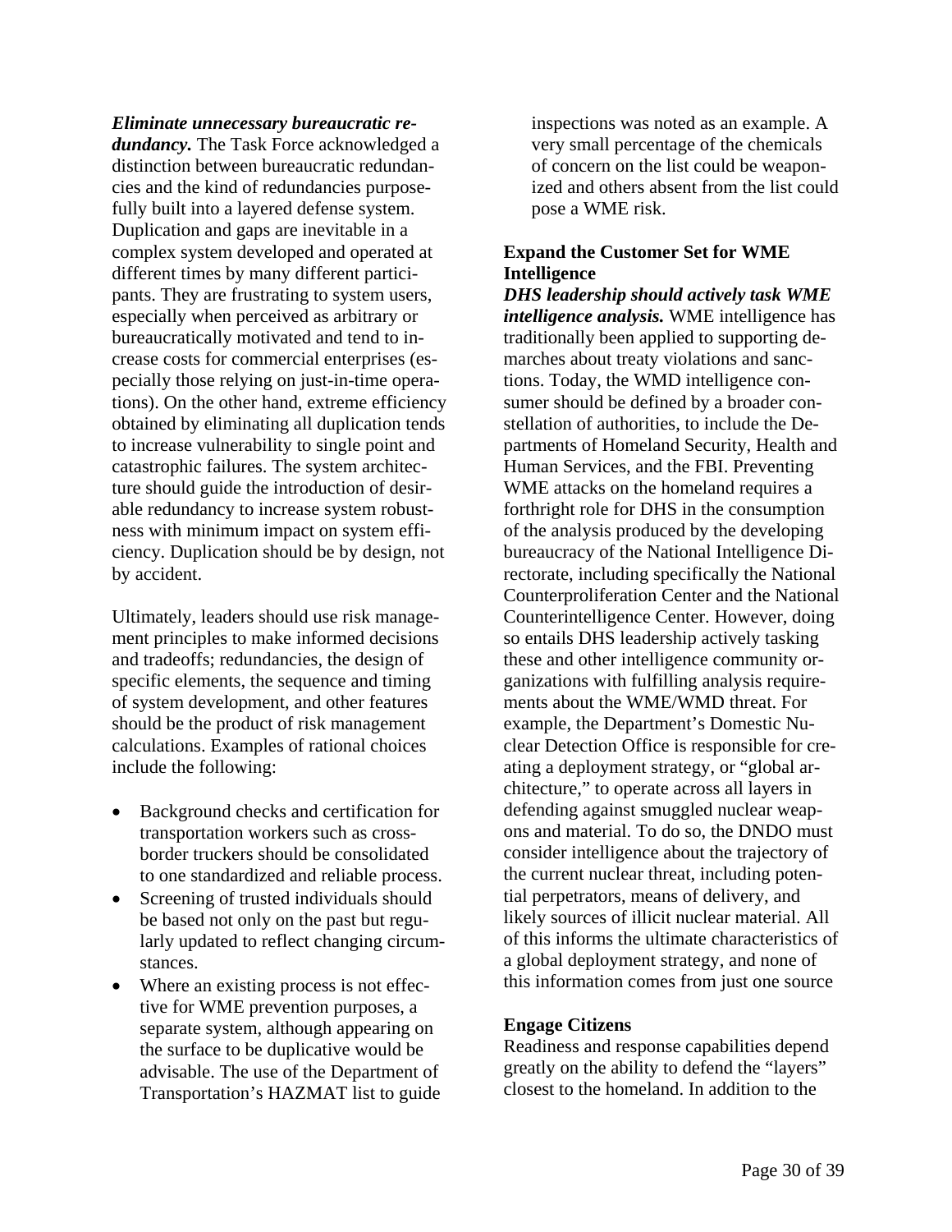***Eliminate unnecessary bureaucratic redundancy.*** The Task Force acknowledged a distinction between bureaucratic redundancies and the kind of redundancies purposefully built into a layered defense system. Duplication and gaps are inevitable in a complex system developed and operated at different times by many different participants. They are frustrating to system users, especially when perceived as arbitrary or bureaucratically motivated and tend to increase costs for commercial enterprises (especially those relying on just-in-time operations). On the other hand, extreme efficiency obtained by eliminating all duplication tends to increase vulnerability to single point and catastrophic failures. The system architecture should guide the introduction of desirable redundancy to increase system robustness with minimum impact on system efficiency. Duplication should be by design, not by accident.

Ultimately, leaders should use risk management principles to make informed decisions and tradeoffs; redundancies, the design of specific elements, the sequence and timing of system development, and other features should be the product of risk management calculations. Examples of rational choices include the following:

- Background checks and certification for transportation workers such as cross-border truckers should be consolidated to one standardized and reliable process.
- Screening of trusted individuals should be based not only on the past but regularly updated to reflect changing circumstances.
- Where an existing process is not effective for WME prevention purposes, a separate system, although appearing on the surface to be duplicative would be advisable. The use of the Department of Transportation's HAZMAT list to guide inspections was noted as an example. A very small percentage of the chemicals of concern on the list could be weaponized and others absent from the list could pose a WME risk.

### Expand the Customer Set for WME Intelligence

***DHS leadership should actively task WME intelligence analysis.*** WME intelligence has traditionally been applied to supporting demarches about treaty violations and sanctions. Today, the WMD intelligence consumer should be defined by a broader constellation of authorities, to include the Departments of Homeland Security, Health and Human Services, and the FBI. Preventing WME attacks on the homeland requires a forthright role for DHS in the consumption of the analysis produced by the developing bureaucracy of the National Intelligence Directorate, including specifically the National Counterproliferation Center and the National Counterintelligence Center. However, doing so entails DHS leadership actively tasking these and other intelligence community organizations with fulfilling analysis requirements about the WME/WMD threat. For example, the Department's Domestic Nuclear Detection Office is responsible for creating a deployment strategy, or "global architecture," to operate across all layers in defending against smuggled nuclear weapons and material. To do so, the DNDO must consider intelligence about the trajectory of the current nuclear threat, including potential perpetrators, means of delivery, and likely sources of illicit nuclear material. All of this informs the ultimate characteristics of a global deployment strategy, and none of this information comes from just one source

### Engage Citizens

Readiness and response capabilities depend greatly on the ability to defend the "layers" closest to the homeland. In addition to the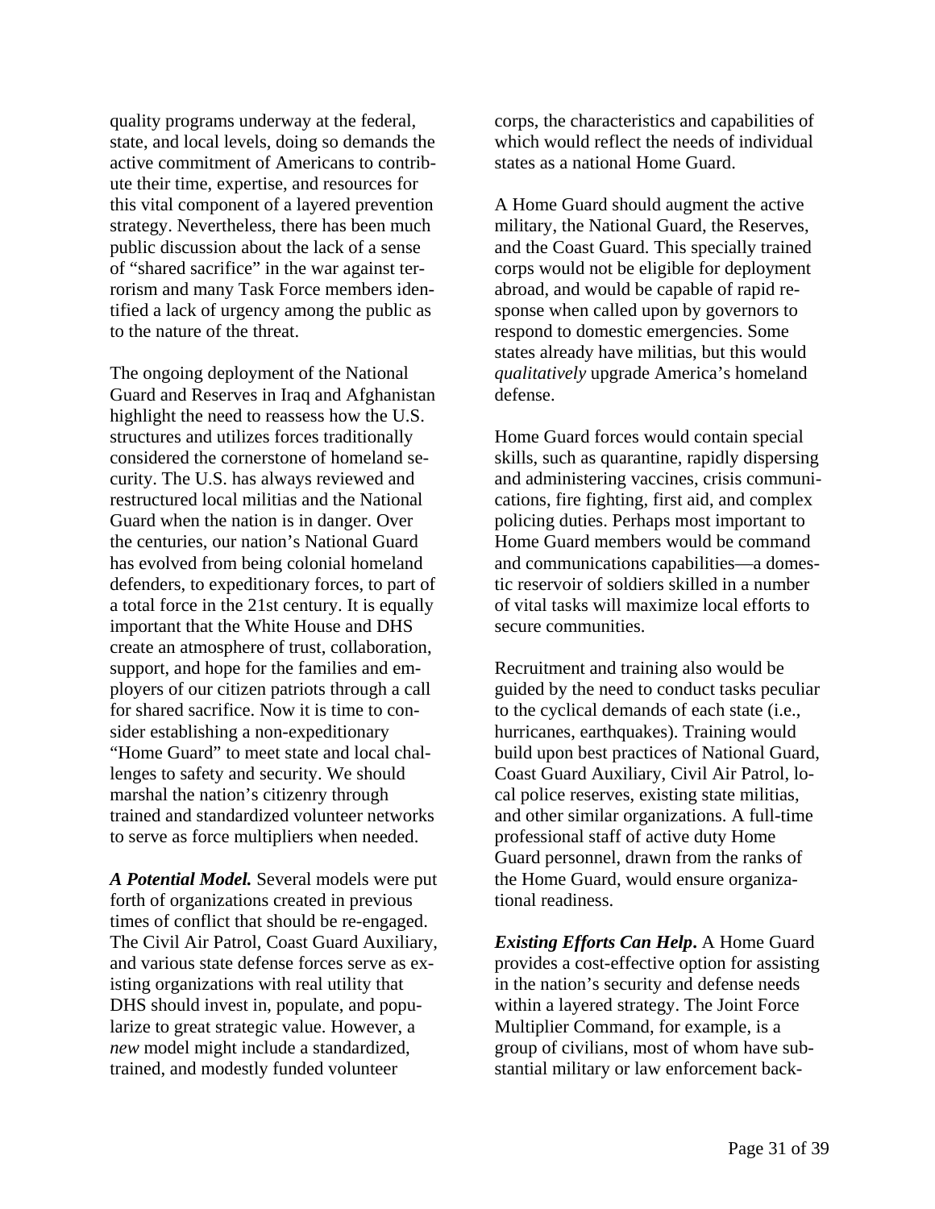quality programs underway at the federal, state, and local levels, doing so demands the active commitment of Americans to contribute their time, expertise, and resources for this vital component of a layered prevention strategy. Nevertheless, there has been much public discussion about the lack of a sense of "shared sacrifice" in the war against terrorism and many Task Force members identified a lack of urgency among the public as to the nature of the threat.

The ongoing deployment of the National Guard and Reserves in Iraq and Afghanistan highlight the need to reassess how the U.S. structures and utilizes forces traditionally considered the cornerstone of homeland security. The U.S. has always reviewed and restructured local militias and the National Guard when the nation is in danger. Over the centuries, our nation's National Guard has evolved from being colonial homeland defenders, to expeditionary forces, to part of a total force in the 21st century. It is equally important that the White House and DHS create an atmosphere of trust, collaboration, support, and hope for the families and employers of our citizen patriots through a call for shared sacrifice. Now it is time to consider establishing a non-expeditionary "Home Guard" to meet state and local challenges to safety and security. We should marshal the nation's citizenry through trained and standardized volunteer networks to serve as force multipliers when needed.

***A Potential Model.*** Several models were put forth of organizations created in previous times of conflict that should be re-engaged. The Civil Air Patrol, Coast Guard Auxiliary, and various state defense forces serve as existing organizations with real utility that DHS should invest in, populate, and popularize to great strategic value. However, a *new* model might include a standardized, trained, and modestly funded volunteer corps, the characteristics and capabilities of which would reflect the needs of individual states as a national Home Guard.

A Home Guard should augment the active military, the National Guard, the Reserves, and the Coast Guard. This specially trained corps would not be eligible for deployment abroad, and would be capable of rapid response when called upon by governors to respond to domestic emergencies. Some states already have militias, but this would *qualitatively* upgrade America's homeland defense.

Home Guard forces would contain special skills, such as quarantine, rapidly dispersing and administering vaccines, crisis communications, fire fighting, first aid, and complex policing duties. Perhaps most important to Home Guard members would be command and communications capabilities—a domestic reservoir of soldiers skilled in a number of vital tasks will maximize local efforts to secure communities.

Recruitment and training also would be guided by the need to conduct tasks peculiar to the cyclical demands of each state (i.e., hurricanes, earthquakes). Training would build upon best practices of National Guard, Coast Guard Auxiliary, Civil Air Patrol, local police reserves, existing state militias, and other similar organizations. A full-time professional staff of active duty Home Guard personnel, drawn from the ranks of the Home Guard, would ensure organizational readiness.

***Existing Efforts Can Help.*** A Home Guard provides a cost-effective option for assisting in the nation's security and defense needs within a layered strategy. The Joint Force Multiplier Command, for example, is a group of civilians, most of whom have substantial military or law enforcement back-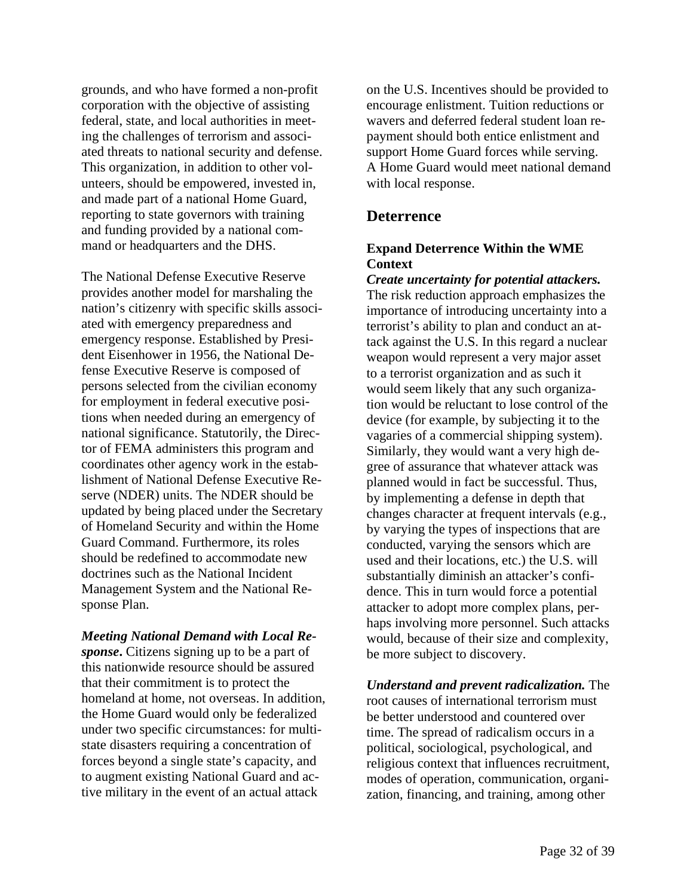grounds, and who have formed a non-profit corporation with the objective of assisting federal, state, and local authorities in meeting the challenges of terrorism and associated threats to national security and defense. This organization, in addition to other volunteers, should be empowered, invested in, and made part of a national Home Guard, reporting to state governors with training and funding provided by a national command or headquarters and the DHS.

The National Defense Executive Reserve provides another model for marshaling the nation's citizenry with specific skills associated with emergency preparedness and emergency response. Established by President Eisenhower in 1956, the National Defense Executive Reserve is composed of persons selected from the civilian economy for employment in federal executive positions when needed during an emergency of national significance. Statutorily, the Director of FEMA administers this program and coordinates other agency work in the establishment of National Defense Executive Reserve (NDER) units. The NDER should be updated by being placed under the Secretary of Homeland Security and within the Home Guard Command. Furthermore, its roles should be redefined to accommodate new doctrines such as the National Incident Management System and the National Response Plan.

***Meeting National Demand with Local Response*.** Citizens signing up to be a part of this nationwide resource should be assured that their commitment is to protect the homeland at home, not overseas. In addition, the Home Guard would only be federalized under two specific circumstances: for multi-state disasters requiring a concentration of forces beyond a single state's capacity, and to augment existing National Guard and active military in the event of an actual attack on the U.S. Incentives should be provided to encourage enlistment. Tuition reductions or wavers and deferred federal student loan repayment should both entice enlistment and support Home Guard forces while serving. A Home Guard would meet national demand with local response.

## Deterrence

### Expand Deterrence Within the WME Context

***Create uncertainty for potential attackers.*** The risk reduction approach emphasizes the importance of introducing uncertainty into a terrorist's ability to plan and conduct an attack against the U.S. In this regard a nuclear weapon would represent a very major asset to a terrorist organization and as such it would seem likely that any such organization would be reluctant to lose control of the device (for example, by subjecting it to the vagaries of a commercial shipping system). Similarly, they would want a very high degree of assurance that whatever attack was planned would in fact be successful. Thus, by implementing a defense in depth that changes character at frequent intervals (e.g., by varying the types of inspections that are conducted, varying the sensors which are used and their locations, etc.) the U.S. will substantially diminish an attacker's confidence. This in turn would force a potential attacker to adopt more complex plans, perhaps involving more personnel. Such attacks would, because of their size and complexity, be more subject to discovery.

***Understand and prevent radicalization.*** The root causes of international terrorism must be better understood and countered over time. The spread of radicalism occurs in a political, sociological, psychological, and religious context that influences recruitment, modes of operation, communication, organization, financing, and training, among other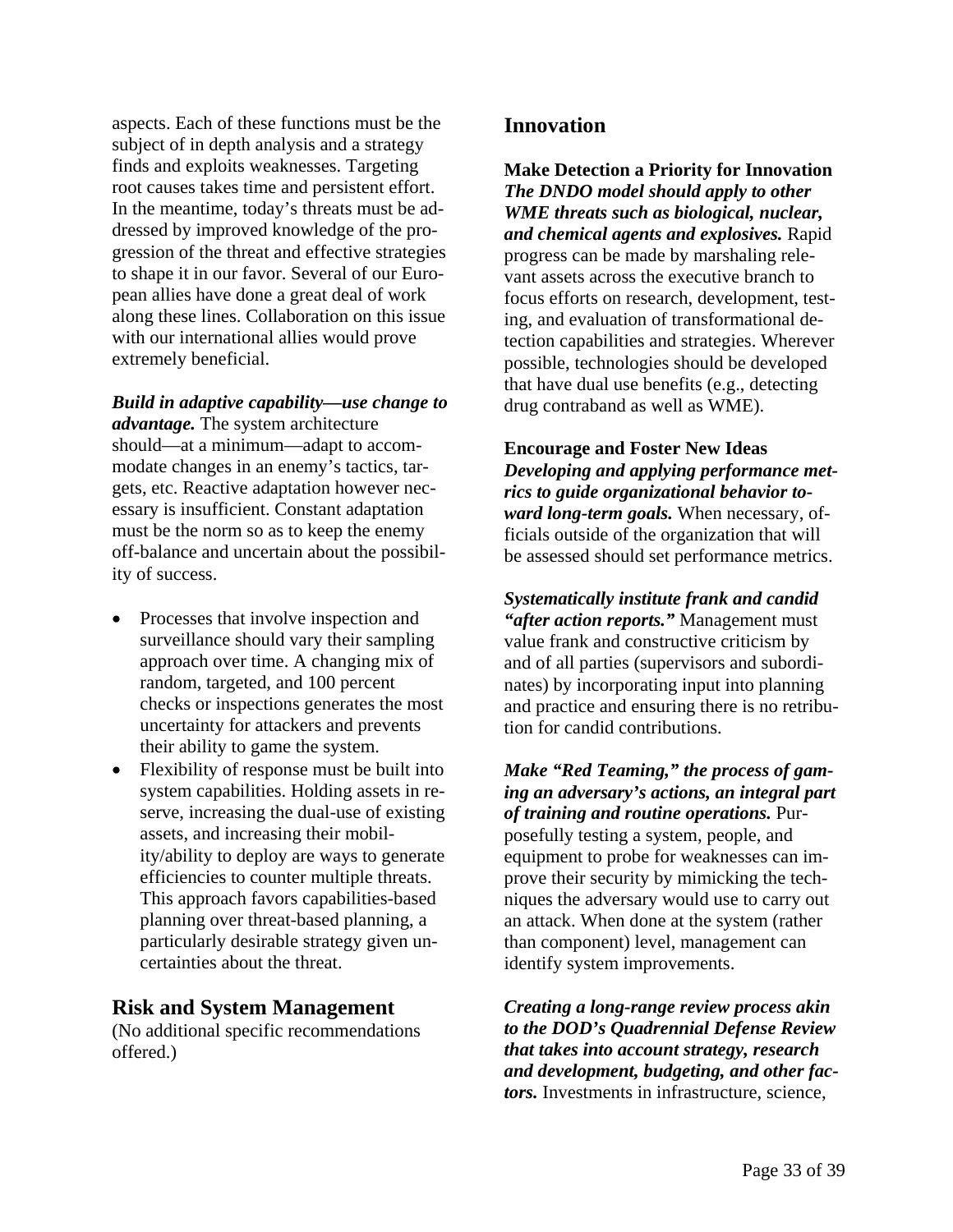aspects. Each of these functions must be the subject of in depth analysis and a strategy finds and exploits weaknesses. Targeting root causes takes time and persistent effort. In the meantime, today's threats must be addressed by improved knowledge of the progression of the threat and effective strategies to shape it in our favor. Several of our European allies have done a great deal of work along these lines. Collaboration on this issue with our international allies would prove extremely beneficial.

***Build in adaptive capability—use change to advantage.*** The system architecture should—at a minimum—adapt to accommodate changes in an enemy's tactics, targets, etc. Reactive adaptation however necessary is insufficient. Constant adaptation must be the norm so as to keep the enemy off-balance and uncertain about the possibility of success.

- Processes that involve inspection and surveillance should vary their sampling approach over time. A changing mix of random, targeted, and 100 percent checks or inspections generates the most uncertainty for attackers and prevents their ability to game the system.
- Flexibility of response must be built into system capabilities. Holding assets in reserve, increasing the dual-use of existing assets, and increasing their mobility/ability to deploy are ways to generate efficiencies to counter multiple threats. This approach favors capabilities-based planning over threat-based planning, a particularly desirable strategy given uncertainties about the threat.

## Risk and System Management

(No additional specific recommendations offered.)

## Innovation

**Make Detection a Priority for Innovation**
***The DNDO model should apply to other WME threats such as biological, nuclear, and chemical agents and explosives.*** Rapid progress can be made by marshaling relevant assets across the executive branch to focus efforts on research, development, testing, and evaluation of transformational detection capabilities and strategies. Wherever possible, technologies should be developed that have dual use benefits (e.g., detecting drug contraband as well as WME).

**Encourage and Foster New Ideas**
***Developing and applying performance metrics to guide organizational behavior toward long-term goals.*** When necessary, officials outside of the organization that will be assessed should set performance metrics.

***Systematically institute frank and candid "after action reports."*** Management must value frank and constructive criticism by and of all parties (supervisors and subordinates) by incorporating input into planning and practice and ensuring there is no retribution for candid contributions.

***Make "Red Teaming," the process of gaming an adversary's actions, an integral part of training and routine operations.*** Purposefully testing a system, people, and equipment to probe for weaknesses can improve their security by mimicking the techniques the adversary would use to carry out an attack. When done at the system (rather than component) level, management can identify system improvements.

***Creating a long-range review process akin to the DOD's Quadrennial Defense Review that takes into account strategy, research and development, budgeting, and other factors.*** Investments in infrastructure, science,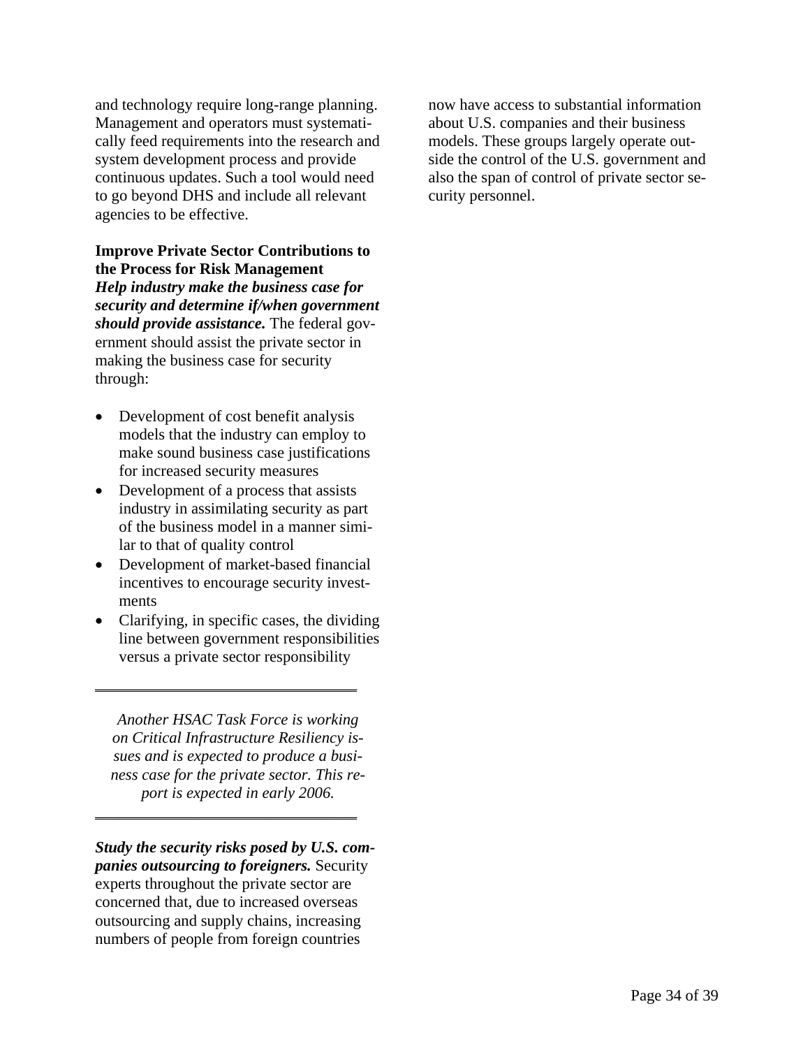and technology require long-range planning. Management and operators must systematically feed requirements into the research and system development process and provide continuous updates. Such a tool would need to go beyond DHS and include all relevant agencies to be effective.

**Improve Private Sector Contributions to the Process for Risk Management**

***Help industry make the business case for security and determine if/when government should provide assistance.*** The federal government should assist the private sector in making the business case for security through:

- Development of cost benefit analysis models that the industry can employ to make sound business case justifications for increased security measures
- Development of a process that assists industry in assimilating security as part of the business model in a manner similar to that of quality control
- Development of market-based financial incentives to encourage security investments
- Clarifying, in specific cases, the dividing line between government responsibilities versus a private sector responsibility

---

*Another HSAC Task Force is working on Critical Infrastructure Resiliency issues and is expected to produce a business case for the private sector. This report is expected in early 2006.*

---

***Study the security risks posed by U.S. companies outsourcing to foreigners.*** Security experts throughout the private sector are concerned that, due to increased overseas outsourcing and supply chains, increasing numbers of people from foreign countries now have access to substantial information about U.S. companies and their business models. These groups largely operate outside the control of the U.S. government and also the span of control of private sector security personnel.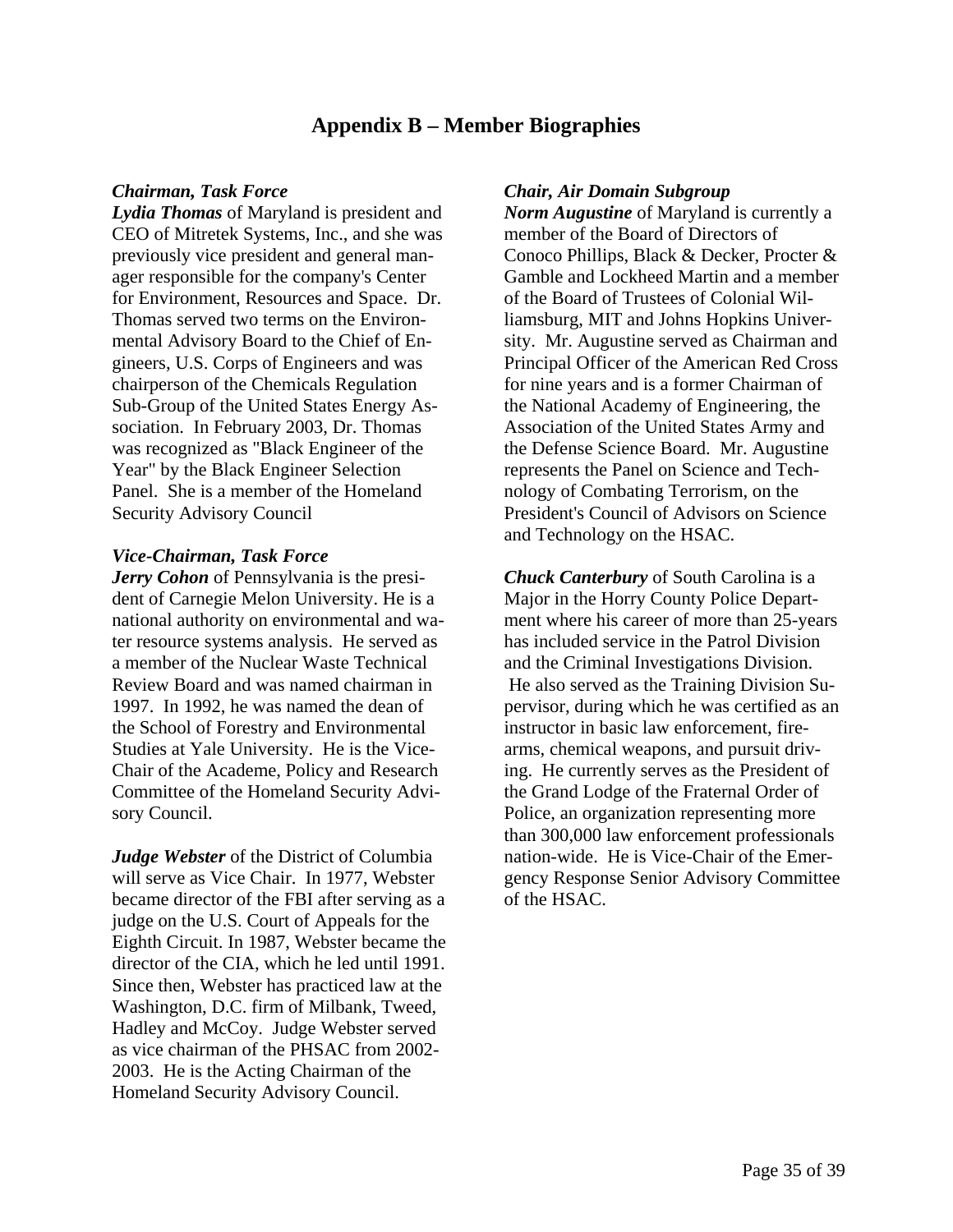# Appendix B – Member Biographies

***Chairman, Task Force***

***Lydia Thomas*** of Maryland is president and CEO of Mitretek Systems, Inc., and she was previously vice president and general manager responsible for the company's Center for Environment, Resources and Space. Dr. Thomas served two terms on the Environmental Advisory Board to the Chief of Engineers, U.S. Corps of Engineers and was chairperson of the Chemicals Regulation Sub-Group of the United States Energy Association. In February 2003, Dr. Thomas was recognized as "Black Engineer of the Year" by the Black Engineer Selection Panel. She is a member of the Homeland Security Advisory Council

***Vice-Chairman, Task Force***

***Jerry Cohon*** of Pennsylvania is the president of Carnegie Melon University. He is a national authority on environmental and water resource systems analysis. He served as a member of the Nuclear Waste Technical Review Board and was named chairman in 1997. In 1992, he was named the dean of the School of Forestry and Environmental Studies at Yale University. He is the Vice-Chair of the Academe, Policy and Research Committee of the Homeland Security Advisory Council.

***Judge Webster*** of the District of Columbia will serve as Vice Chair. In 1977, Webster became director of the FBI after serving as a judge on the U.S. Court of Appeals for the Eighth Circuit. In 1987, Webster became the director of the CIA, which he led until 1991. Since then, Webster has practiced law at the Washington, D.C. firm of Milbank, Tweed, Hadley and McCoy. Judge Webster served as vice chairman of the PHSAC from 2002-2003. He is the Acting Chairman of the Homeland Security Advisory Council.

***Chair, Air Domain Subgroup***

***Norm Augustine*** of Maryland is currently a member of the Board of Directors of Conoco Phillips, Black & Decker, Procter & Gamble and Lockheed Martin and a member of the Board of Trustees of Colonial Williamsburg, MIT and Johns Hopkins University. Mr. Augustine served as Chairman and Principal Officer of the American Red Cross for nine years and is a former Chairman of the National Academy of Engineering, the Association of the United States Army and the Defense Science Board. Mr. Augustine represents the Panel on Science and Technology of Combating Terrorism, on the President's Council of Advisors on Science and Technology on the HSAC.

***Chuck Canterbury*** of South Carolina is a Major in the Horry County Police Department where his career of more than 25-years has included service in the Patrol Division and the Criminal Investigations Division. He also served as the Training Division Supervisor, during which he was certified as an instructor in basic law enforcement, firearms, chemical weapons, and pursuit driving. He currently serves as the President of the Grand Lodge of the Fraternal Order of Police, an organization representing more than 300,000 law enforcement professionals nation-wide. He is Vice-Chair of the Emergency Response Senior Advisory Committee of the HSAC.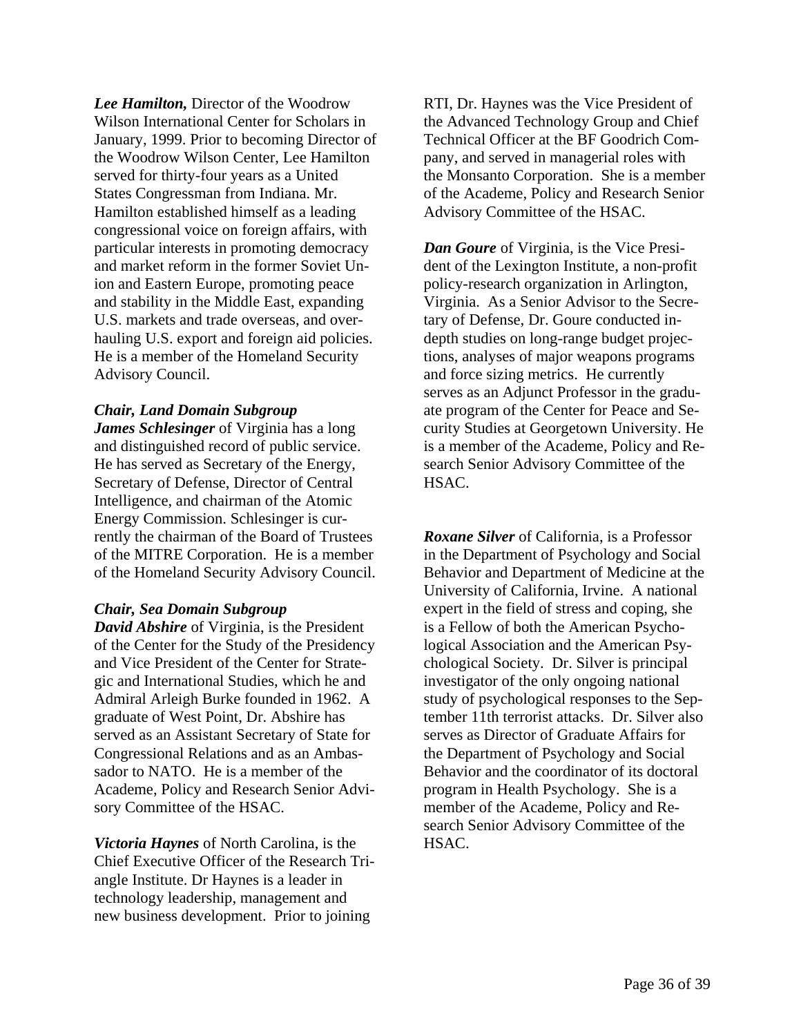***Lee Hamilton,*** Director of the Woodrow Wilson International Center for Scholars in January, 1999. Prior to becoming Director of the Woodrow Wilson Center, Lee Hamilton served for thirty-four years as a United States Congressman from Indiana. Mr. Hamilton established himself as a leading congressional voice on foreign affairs, with particular interests in promoting democracy and market reform in the former Soviet Union and Eastern Europe, promoting peace and stability in the Middle East, expanding U.S. markets and trade overseas, and overhauling U.S. export and foreign aid policies. He is a member of the Homeland Security Advisory Council.

***Chair, Land Domain Subgroup***
***James Schlesinger*** of Virginia has a long and distinguished record of public service. He has served as Secretary of the Energy, Secretary of Defense, Director of Central Intelligence, and chairman of the Atomic Energy Commission. Schlesinger is currently the chairman of the Board of Trustees of the MITRE Corporation. He is a member of the Homeland Security Advisory Council.

***Chair, Sea Domain Subgroup***
***David Abshire*** of Virginia, is the President of the Center for the Study of the Presidency and Vice President of the Center for Strategic and International Studies, which he and Admiral Arleigh Burke founded in 1962. A graduate of West Point, Dr. Abshire has served as an Assistant Secretary of State for Congressional Relations and as an Ambassador to NATO. He is a member of the Academe, Policy and Research Senior Advisory Committee of the HSAC.

***Victoria Haynes*** of North Carolina, is the Chief Executive Officer of the Research Triangle Institute. Dr Haynes is a leader in technology leadership, management and new business development. Prior to joining RTI, Dr. Haynes was the Vice President of the Advanced Technology Group and Chief Technical Officer at the BF Goodrich Company, and served in managerial roles with the Monsanto Corporation. She is a member of the Academe, Policy and Research Senior Advisory Committee of the HSAC.

***Dan Goure*** of Virginia, is the Vice President of the Lexington Institute, a non-profit policy-research organization in Arlington, Virginia. As a Senior Advisor to the Secretary of Defense, Dr. Goure conducted in-depth studies on long-range budget projections, analyses of major weapons programs and force sizing metrics. He currently serves as an Adjunct Professor in the graduate program of the Center for Peace and Security Studies at Georgetown University. He is a member of the Academe, Policy and Research Senior Advisory Committee of the HSAC.

***Roxane Silver*** of California, is a Professor in the Department of Psychology and Social Behavior and Department of Medicine at the University of California, Irvine. A national expert in the field of stress and coping, she is a Fellow of both the American Psychological Association and the American Psychological Society. Dr. Silver is principal investigator of the only ongoing national study of psychological responses to the September 11th terrorist attacks. Dr. Silver also serves as Director of Graduate Affairs for the Department of Psychology and Social Behavior and the coordinator of its doctoral program in Health Psychology. She is a member of the Academe, Policy and Research Senior Advisory Committee of the HSAC.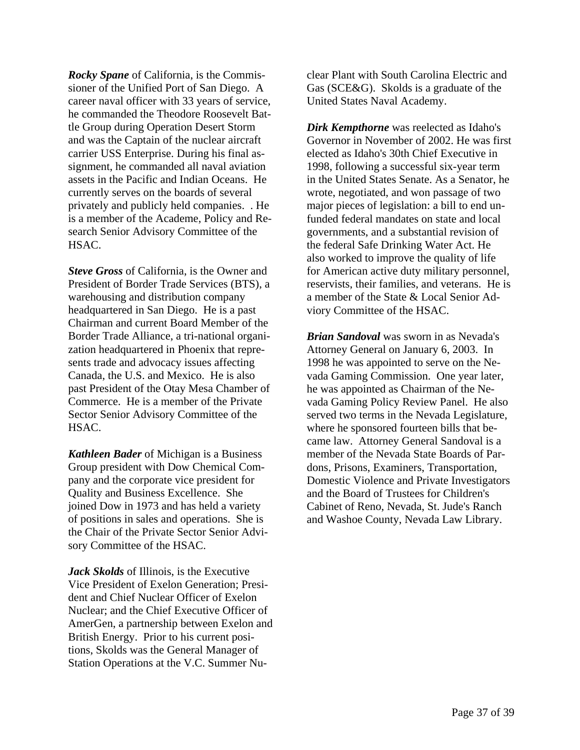***Rocky Spane*** of California, is the Commissioner of the Unified Port of San Diego. A career naval officer with 33 years of service, he commanded the Theodore Roosevelt Battle Group during Operation Desert Storm and was the Captain of the nuclear aircraft carrier USS Enterprise. During his final assignment, he commanded all naval aviation assets in the Pacific and Indian Oceans. He currently serves on the boards of several privately and publicly held companies. . He is a member of the Academe, Policy and Research Senior Advisory Committee of the HSAC.

***Steve Gross*** of California, is the Owner and President of Border Trade Services (BTS), a warehousing and distribution company headquartered in San Diego. He is a past Chairman and current Board Member of the Border Trade Alliance, a tri-national organization headquartered in Phoenix that represents trade and advocacy issues affecting Canada, the U.S. and Mexico. He is also past President of the Otay Mesa Chamber of Commerce. He is a member of the Private Sector Senior Advisory Committee of the HSAC.

***Kathleen Bader*** of Michigan is a Business Group president with Dow Chemical Company and the corporate vice president for Quality and Business Excellence. She joined Dow in 1973 and has held a variety of positions in sales and operations. She is the Chair of the Private Sector Senior Advisory Committee of the HSAC.

***Jack Skolds*** of Illinois, is the Executive Vice President of Exelon Generation; President and Chief Nuclear Officer of Exelon Nuclear; and the Chief Executive Officer of AmerGen, a partnership between Exelon and British Energy. Prior to his current positions, Skolds was the General Manager of Station Operations at the V.C. Summer Nuclear Plant with South Carolina Electric and Gas (SCE&G). Skolds is a graduate of the United States Naval Academy.

***Dirk Kempthorne*** was reelected as Idaho's Governor in November of 2002. He was first elected as Idaho's 30th Chief Executive in 1998, following a successful six-year term in the United States Senate. As a Senator, he wrote, negotiated, and won passage of two major pieces of legislation: a bill to end unfunded federal mandates on state and local governments, and a substantial revision of the federal Safe Drinking Water Act. He also worked to improve the quality of life for American active duty military personnel, reservists, their families, and veterans. He is a member of the State & Local Senior Adviory Committee of the HSAC.

***Brian Sandoval*** was sworn in as Nevada's Attorney General on January 6, 2003. In 1998 he was appointed to serve on the Nevada Gaming Commission. One year later, he was appointed as Chairman of the Nevada Gaming Policy Review Panel. He also served two terms in the Nevada Legislature, where he sponsored fourteen bills that became law. Attorney General Sandoval is a member of the Nevada State Boards of Pardons, Prisons, Examiners, Transportation, Domestic Violence and Private Investigators and the Board of Trustees for Children's Cabinet of Reno, Nevada, St. Jude's Ranch and Washoe County, Nevada Law Library.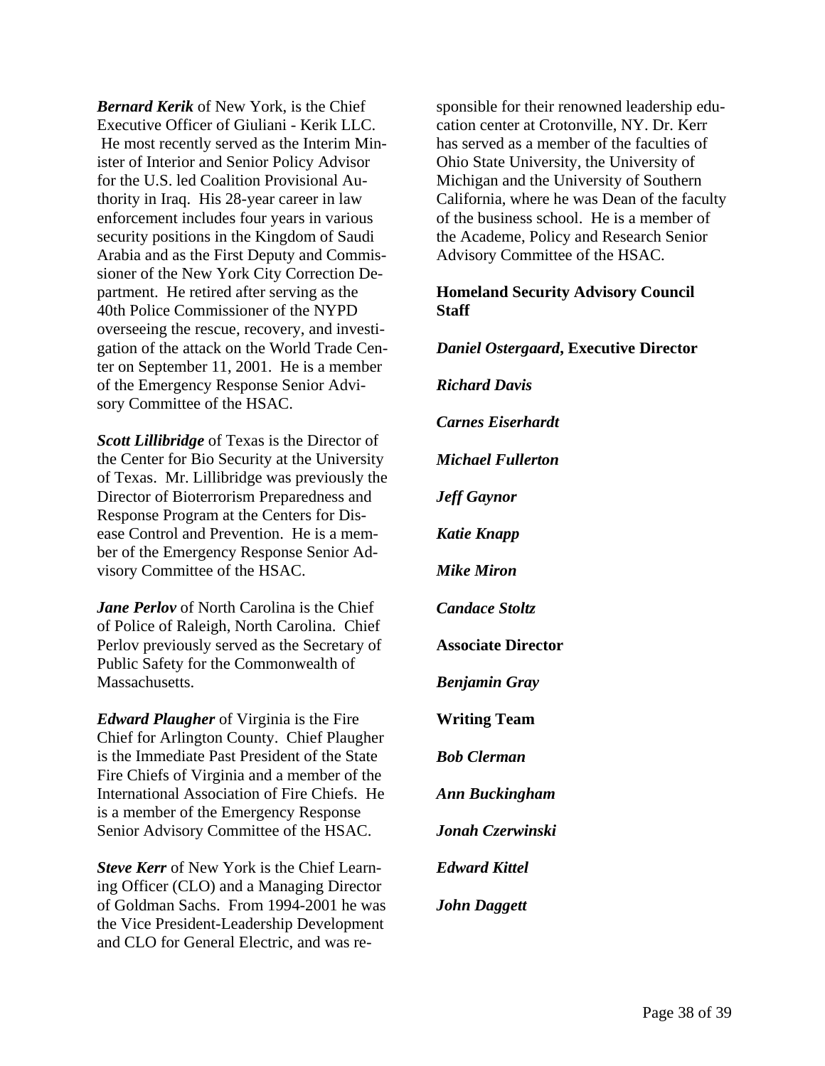***Bernard Kerik*** of New York, is the Chief Executive Officer of Giuliani - Kerik LLC. He most recently served as the Interim Minister of Interior and Senior Policy Advisor for the U.S. led Coalition Provisional Authority in Iraq. His 28-year career in law enforcement includes four years in various security positions in the Kingdom of Saudi Arabia and as the First Deputy and Commissioner of the New York City Correction Department. He retired after serving as the 40th Police Commissioner of the NYPD overseeing the rescue, recovery, and investigation of the attack on the World Trade Center on September 11, 2001. He is a member of the Emergency Response Senior Advisory Committee of the HSAC.

***Scott Lillibridge*** of Texas is the Director of the Center for Bio Security at the University of Texas. Mr. Lillibridge was previously the Director of Bioterrorism Preparedness and Response Program at the Centers for Disease Control and Prevention. He is a member of the Emergency Response Senior Advisory Committee of the HSAC.

***Jane Perlov*** of North Carolina is the Chief of Police of Raleigh, North Carolina. Chief Perlov previously served as the Secretary of Public Safety for the Commonwealth of Massachusetts.

***Edward Plaugher*** of Virginia is the Fire Chief for Arlington County. Chief Plaugher is the Immediate Past President of the State Fire Chiefs of Virginia and a member of the International Association of Fire Chiefs. He is a member of the Emergency Response Senior Advisory Committee of the HSAC.

***Steve Kerr*** of New York is the Chief Learning Officer (CLO) and a Managing Director of Goldman Sachs. From 1994-2001 he was the Vice President-Leadership Development and CLO for General Electric, and was responsible for their renowned leadership education center at Crotonville, NY. Dr. Kerr has served as a member of the faculties of Ohio State University, the University of Michigan and the University of Southern California, where he was Dean of the faculty of the business school. He is a member of the Academe, Policy and Research Senior Advisory Committee of the HSAC.

**Homeland Security Advisory Council Staff**

***Daniel Ostergaard*, Executive Director**

***Richard Davis***

***Carnes Eiserhardt***

***Michael Fullerton***

***Jeff Gaynor***

***Katie Knapp***

***Mike Miron***

***Candace Stoltz***

**Associate Director**

***Benjamin Gray***

**Writing Team**

***Bob Clerman***

***Ann Buckingham***

***Jonah Czerwinski***

***Edward Kittel***

***John Daggett***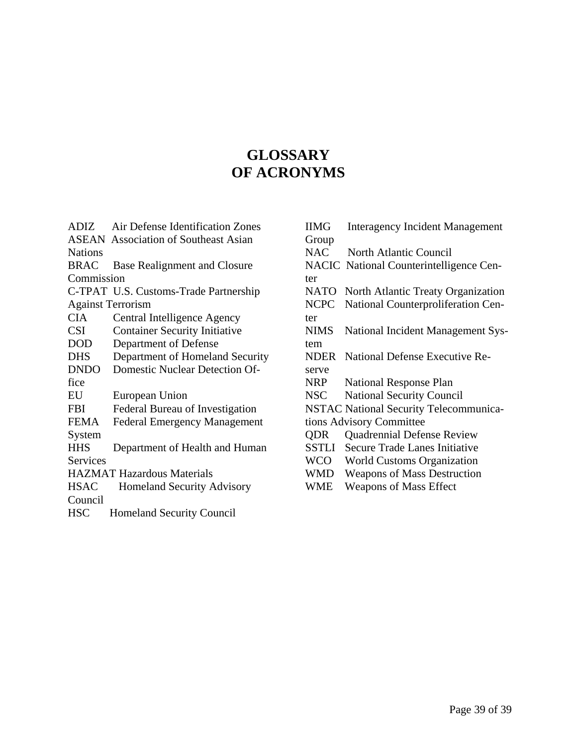# GLOSSARY OF ACRONYMS

ADIZ Air Defense Identification Zones
ASEAN Association of Southeast Asian Nations
BRAC Base Realignment and Closure Commission
C-TPAT U.S. Customs-Trade Partnership Against Terrorism
CIA Central Intelligence Agency
CSI Container Security Initiative
DOD Department of Defense
DHS Department of Homeland Security
DNDO Domestic Nuclear Detection Office
EU European Union
FBI Federal Bureau of Investigation
FEMA Federal Emergency Management System
HHS Department of Health and Human Services
HAZMAT Hazardous Materials
HSAC Homeland Security Advisory Council
HSC Homeland Security Council
IIMG Interagency Incident Management Group
NAC North Atlantic Council
NACIC National Counterintelligence Center
NATO North Atlantic Treaty Organization
NCPC National Counterproliferation Center
NIMS National Incident Management System
NDER National Defense Executive Reserve
NRP National Response Plan
NSC National Security Council
NSTAC National Security Telecommunications Advisory Committee
QDR Quadrennial Defense Review
SSTLI Secure Trade Lanes Initiative
WCO World Customs Organization
WMD Weapons of Mass Destruction
WME Weapons of Mass Effect